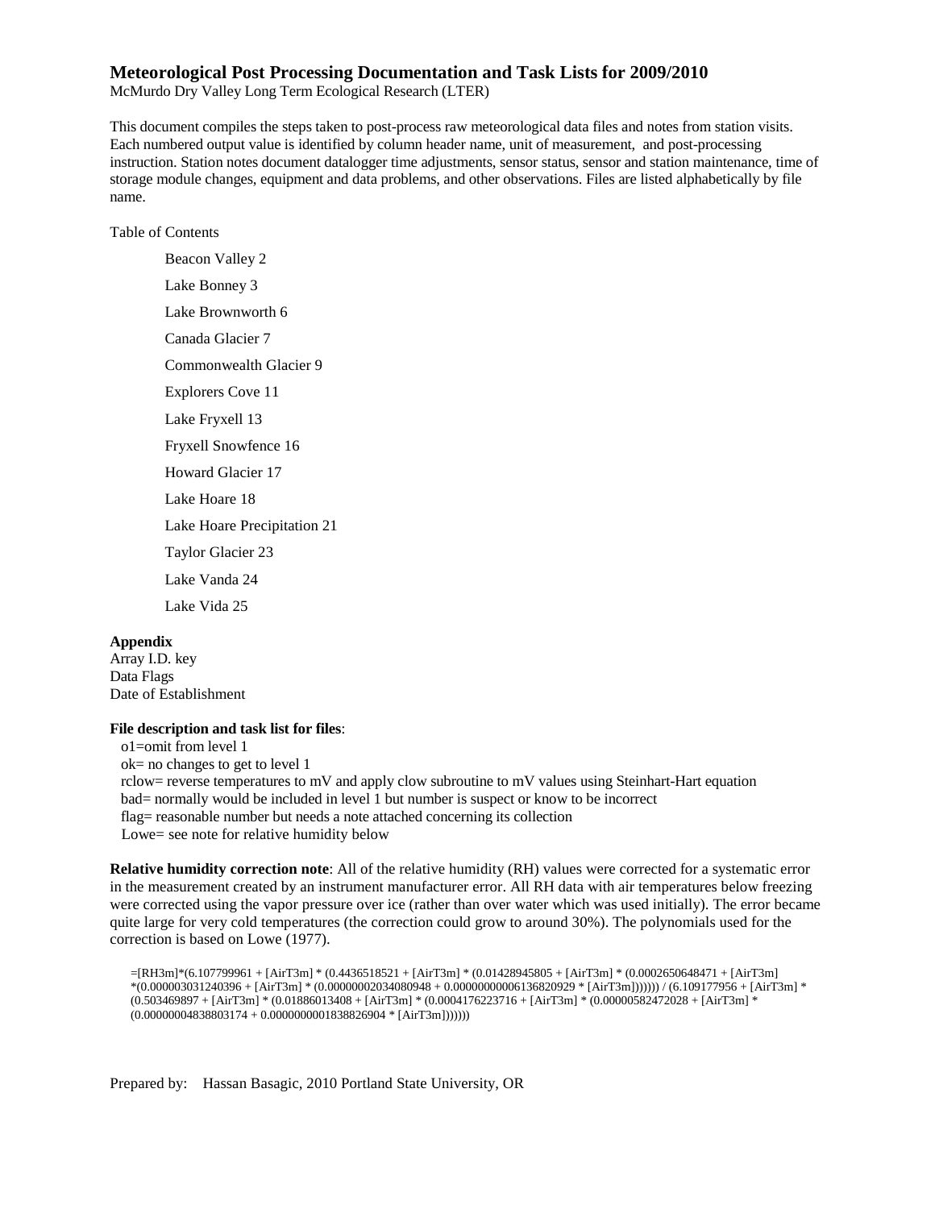# Meteorological Post Processing Documentation and Task Lists for 2009/2010

McMurdo Dry Valley Long Term Ecological Research (LTER)

This document compiles the steps taken to post-process raw meteorological data files and notes from station visits. Each numbered output value is identified by column header name, unit of measurement, and post-processing instruction. Station notes document datalogger time adjustments, sensor status, sensor and station maintenance, time of storage module changes, equipment and data problems, and other observations. Files are listed alphabetically by file name.

Table of Contents

- Beacon Valley 2
- Lake Bonney 3
- Lake Brownworth 6
- Canada Glacier 7
- Commonwealth Glacier 9
- Explorers Cove 11
- Lake Fryxell 13
- Fryxell Snowfence 16
- Howard Glacier 17
- Lake Hoare 18
- Lake Hoare Precipitation 21
- Taylor Glacier 23
- Lake Vanda 24
- Lake Vida 25

**Appendix**

Array I.D. key
Data Flags
Date of Establishment

**File description and task list for files**:

- o1=omit from level 1
- ok= no changes to get to level 1
- rclow= reverse temperatures to mV and apply clow subroutine to mV values using Steinhart-Hart equation
- bad= normally would be included in level 1 but number is suspect or know to be incorrect
- flag= reasonable number but needs a note attached concerning its collection
- Lowe= see note for relative humidity below

**Relative humidity correction note**: All of the relative humidity (RH) values were corrected for a systematic error in the measurement created by an instrument manufacturer error. All RH data with air temperatures below freezing were corrected using the vapor pressure over ice (rather than over water which was used initially). The error became quite large for very cold temperatures (the correction could grow to around 30%). The polynomials used for the correction is based on Lowe (1977).

```
=[RH3m]*(6.107799961 + [AirT3m] * (0.4436518521 + [AirT3m] * (0.01428945805 + [AirT3m] * (0.0002650648471 + [AirT3m] *(0.000003031240396 + [AirT3m] * (0.00000002034080948 + 0.00000000006136820929 * [AirT3m])))))) / (6.109177956 + [AirT3m] * (0.503469897 + [AirT3m] * (0.01886013408 + [AirT3m] * (0.0004176223716 + [AirT3m] * (0.00000582472028 + [AirT3m] * (0.00000004838803174 + 0.0000000001838826904 * [AirT3m]))))))
```

Prepared by: Hassan Basagic, 2010 Portland State University, OR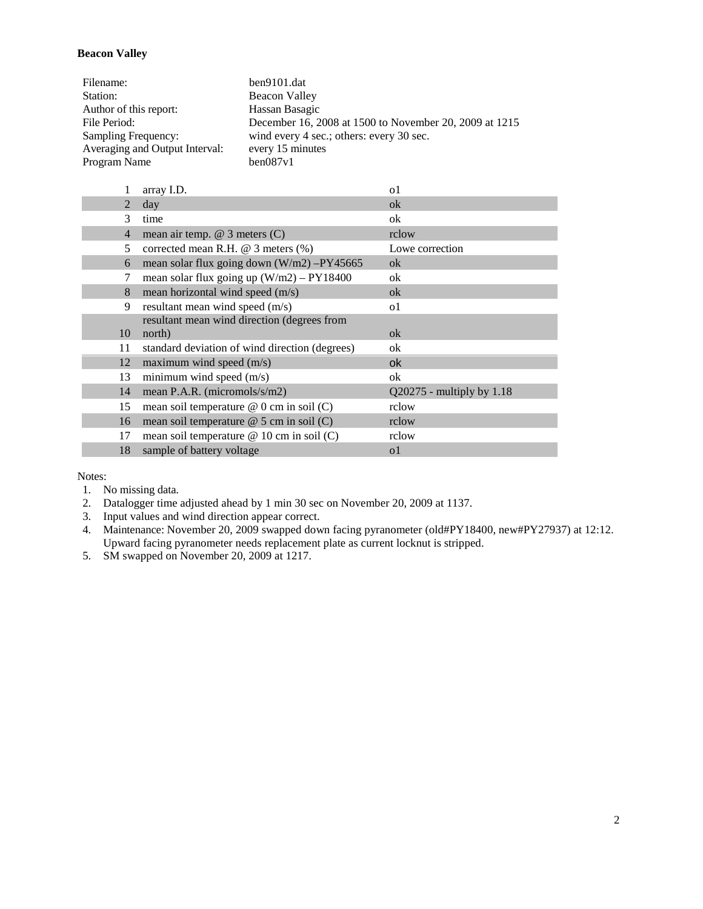**Beacon Valley**

| | |
|---|---|
| Filename: | ben9101.dat |
| Station: | Beacon Valley |
| Author of this report: | Hassan Basagic |
| File Period: | December 16, 2008 at 1500 to November 20, 2009 at 1215 |
| Sampling Frequency: | wind every 4 sec.; others: every 30 sec. |
| Averaging and Output Interval: | every 15 minutes |
| Program Name | ben087v1 |

| | | |
|---|---|---|
| 1 | array I.D. | o1 |
| 2 | day | ok |
| 3 | time | ok |
| 4 | mean air temp. @ 3 meters (C) | rclow |
| 5 | corrected mean R.H. @ 3 meters (%) | Lowe correction |
| 6 | mean solar flux going down (W/m2) –PY45665 | ok |
| 7 | mean solar flux going up (W/m2) – PY18400 | ok |
| 8 | mean horizontal wind speed (m/s) | ok |
| 9 | resultant mean wind speed (m/s) | o1 |
| 10 | resultant mean wind direction (degrees from north) | ok |
| 11 | standard deviation of wind direction (degrees) | ok |
| 12 | maximum wind speed (m/s) | ok |
| 13 | minimum wind speed (m/s) | ok |
| 14 | mean P.A.R. (micromols/s/m2) | Q20275 - multiply by 1.18 |
| 15 | mean soil temperature @ 0 cm in soil (C) | rclow |
| 16 | mean soil temperature @ 5 cm in soil (C) | rclow |
| 17 | mean soil temperature @ 10 cm in soil (C) | rclow |
| 18 | sample of battery voltage | o1 |

Notes:

1. No missing data.
2. Datalogger time adjusted ahead by 1 min 30 sec on November 20, 2009 at 1137.
3. Input values and wind direction appear correct.
4. Maintenance: November 20, 2009 swapped down facing pyranometer (old#PY18400, new#PY27937) at 12:12. Upward facing pyranometer needs replacement plate as current locknut is stripped.
5. SM swapped on November 20, 2009 at 1217.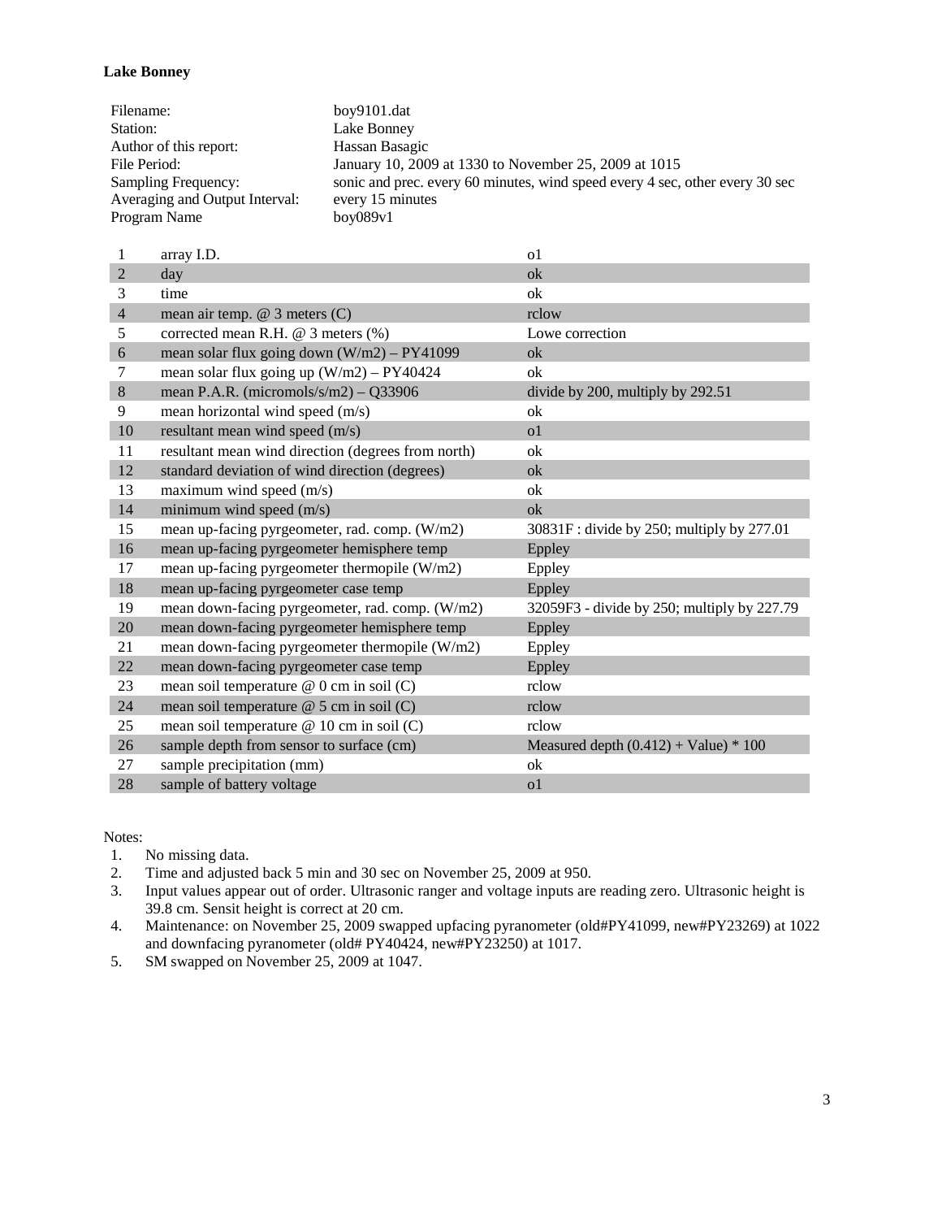**Lake Bonney**

| | |
|---|---|
| Filename: | boy9101.dat |
| Station: | Lake Bonney |
| Author of this report: | Hassan Basagic |
| File Period: | January 10, 2009 at 1330 to November 25, 2009 at 1015 |
| Sampling Frequency: | sonic and prec. every 60 minutes, wind speed every 4 sec, other every 30 sec |
| Averaging and Output Interval: | every 15 minutes |
| Program Name | boy089v1 |

| | | |
|---|---|---|
| 1 | array I.D. | o1 |
| 2 | day | ok |
| 3 | time | ok |
| 4 | mean air temp. @ 3 meters (C) | rclow |
| 5 | corrected mean R.H. @ 3 meters (%) | Lowe correction |
| 6 | mean solar flux going down (W/m2) – PY41099 | ok |
| 7 | mean solar flux going up (W/m2) – PY40424 | ok |
| 8 | mean P.A.R. (micromols/s/m2) – Q33906 | divide by 200, multiply by 292.51 |
| 9 | mean horizontal wind speed (m/s) | ok |
| 10 | resultant mean wind speed (m/s) | o1 |
| 11 | resultant mean wind direction (degrees from north) | ok |
| 12 | standard deviation of wind direction (degrees) | ok |
| 13 | maximum wind speed (m/s) | ok |
| 14 | minimum wind speed (m/s) | ok |
| 15 | mean up-facing pyrgeometer, rad. comp. (W/m2) | 30831F : divide by 250; multiply by 277.01 |
| 16 | mean up-facing pyrgeometer hemisphere temp | Eppley |
| 17 | mean up-facing pyrgeometer thermopile (W/m2) | Eppley |
| 18 | mean up-facing pyrgeometer case temp | Eppley |
| 19 | mean down-facing pyrgeometer, rad. comp. (W/m2) | 32059F3 - divide by 250; multiply by 227.79 |
| 20 | mean down-facing pyrgeometer hemisphere temp | Eppley |
| 21 | mean down-facing pyrgeometer thermopile (W/m2) | Eppley |
| 22 | mean down-facing pyrgeometer case temp | Eppley |
| 23 | mean soil temperature @ 0 cm in soil (C) | rclow |
| 24 | mean soil temperature @ 5 cm in soil (C) | rclow |
| 25 | mean soil temperature @ 10 cm in soil (C) | rclow |
| 26 | sample depth from sensor to surface (cm) | Measured depth (0.412) + Value) * 100 |
| 27 | sample precipitation (mm) | ok |
| 28 | sample of battery voltage | o1 |

Notes:

1. No missing data.
2. Time and adjusted back 5 min and 30 sec on November 25, 2009 at 950.
3. Input values appear out of order. Ultrasonic ranger and voltage inputs are reading zero. Ultrasonic height is 39.8 cm. Sensit height is correct at 20 cm.
4. Maintenance: on November 25, 2009 swapped upfacing pyranometer (old#PY41099, new#PY23269) at 1022 and downfacing pyranometer (old# PY40424, new#PY23250) at 1017.
5. SM swapped on November 25, 2009 at 1047.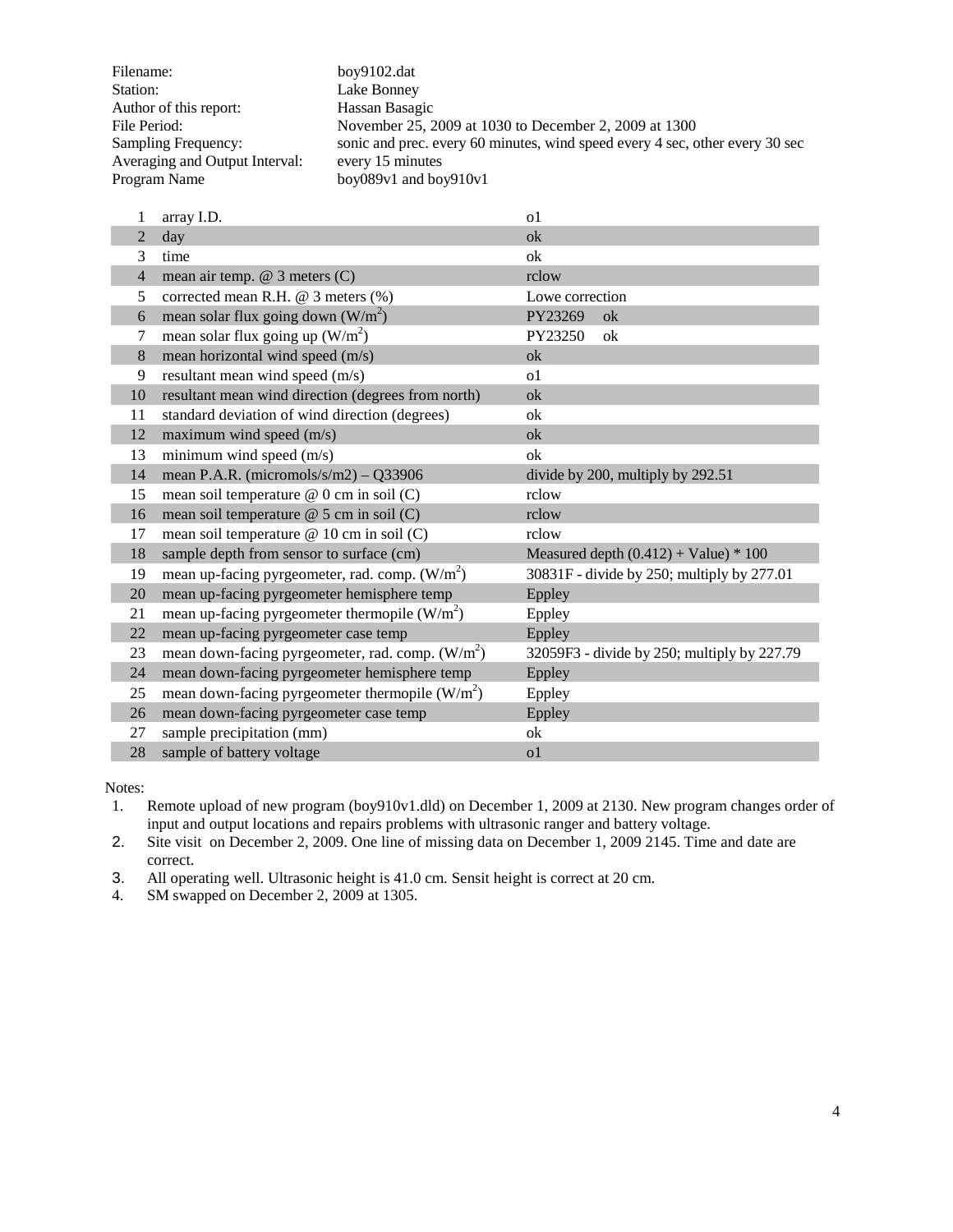| | |
|---|---|
| Filename: | boy9102.dat |
| Station: | Lake Bonney |
| Author of this report: | Hassan Basagic |
| File Period: | November 25, 2009 at 1030 to December 2, 2009 at 1300 |
| Sampling Frequency: | sonic and prec. every 60 minutes, wind speed every 4 sec, other every 30 sec |
| Averaging and Output Interval: | every 15 minutes |
| Program Name | boy089v1 and boy910v1 |

| | | |
|---|---|---|
| 1 | array I.D. | o1 |
| 2 | day | ok |
| 3 | time | ok |
| 4 | mean air temp. @ 3 meters (C) | rclow |
| 5 | corrected mean R.H. @ 3 meters (%) | Lowe correction |
| 6 | mean solar flux going down ($W/m^2$) | PY23269 ok |
| 7 | mean solar flux going up ($W/m^2$) | PY23250 ok |
| 8 | mean horizontal wind speed (m/s) | ok |
| 9 | resultant mean wind speed (m/s) | o1 |
| 10 | resultant mean wind direction (degrees from north) | ok |
| 11 | standard deviation of wind direction (degrees) | ok |
| 12 | maximum wind speed (m/s) | ok |
| 13 | minimum wind speed (m/s) | ok |
| 14 | mean P.A.R. (micromols/s/m2) – Q33906 | divide by 200, multiply by 292.51 |
| 15 | mean soil temperature @ 0 cm in soil (C) | rclow |
| 16 | mean soil temperature @ 5 cm in soil (C) | rclow |
| 17 | mean soil temperature @ 10 cm in soil (C) | rclow |
| 18 | sample depth from sensor to surface (cm) | Measured depth (0.412) + Value) * 100 |
| 19 | mean up-facing pyrgeometer, rad. comp. ($W/m^2$) | 30831F - divide by 250; multiply by 277.01 |
| 20 | mean up-facing pyrgeometer hemisphere temp | Eppley |
| 21 | mean up-facing pyrgeometer thermopile ($W/m^2$) | Eppley |
| 22 | mean up-facing pyrgeometer case temp | Eppley |
| 23 | mean down-facing pyrgeometer, rad. comp. ($W/m^2$) | 32059F3 - divide by 250; multiply by 227.79 |
| 24 | mean down-facing pyrgeometer hemisphere temp | Eppley |
| 25 | mean down-facing pyrgeometer thermopile ($W/m^2$) | Eppley |
| 26 | mean down-facing pyrgeometer case temp | Eppley |
| 27 | sample precipitation (mm) | ok |
| 28 | sample of battery voltage | o1 |

Notes:

1. Remote upload of new program (boy910v1.dld) on December 1, 2009 at 2130. New program changes order of input and output locations and repairs problems with ultrasonic ranger and battery voltage.
2. Site visit on December 2, 2009. One line of missing data on December 1, 2009 2145. Time and date are correct.
3. All operating well. Ultrasonic height is 41.0 cm. Sensit height is correct at 20 cm.
4. SM swapped on December 2, 2009 at 1305.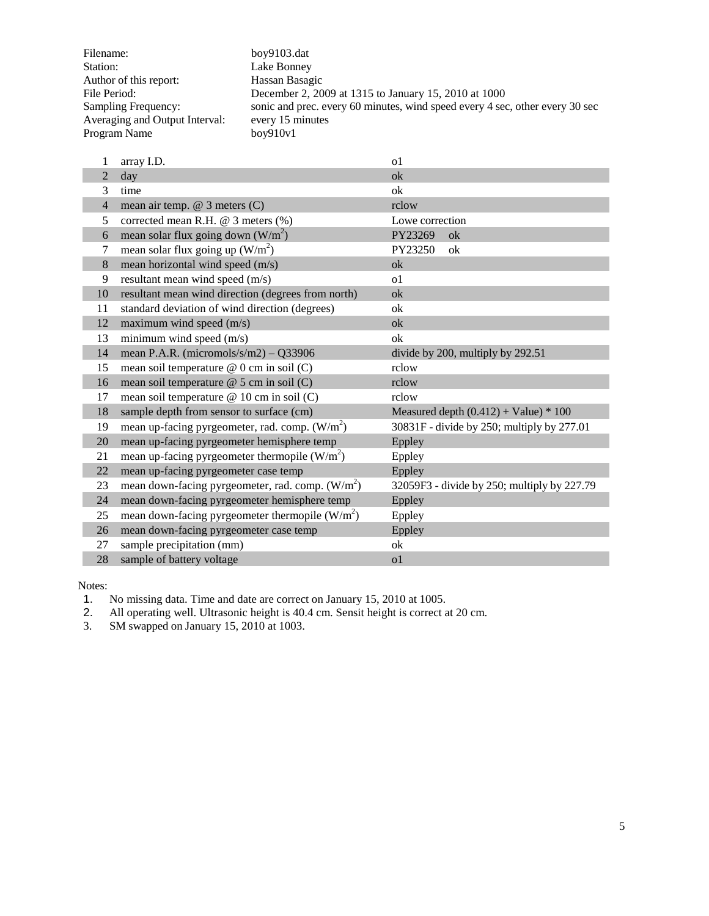| | |
|---|---|
| Filename: | boy9103.dat |
| Station: | Lake Bonney |
| Author of this report: | Hassan Basagic |
| File Period: | December 2, 2009 at 1315 to January 15, 2010 at 1000 |
| Sampling Frequency: | sonic and prec. every 60 minutes, wind speed every 4 sec, other every 30 sec |
| Averaging and Output Interval: | every 15 minutes |
| Program Name | boy910v1 |

| | | |
|---|---|---|
| 1 | array I.D. | o1 |
| 2 | day | ok |
| 3 | time | ok |
| 4 | mean air temp. @ 3 meters (C) | rclow |
| 5 | corrected mean R.H. @ 3 meters (%) | Lowe correction |
| 6 | mean solar flux going down ($W/m^2$) | PY23269 ok |
| 7 | mean solar flux going up ($W/m^2$) | PY23250 ok |
| 8 | mean horizontal wind speed (m/s) | ok |
| 9 | resultant mean wind speed (m/s) | o1 |
| 10 | resultant mean wind direction (degrees from north) | ok |
| 11 | standard deviation of wind direction (degrees) | ok |
| 12 | maximum wind speed (m/s) | ok |
| 13 | minimum wind speed (m/s) | ok |
| 14 | mean P.A.R. (micromols/s/m2) – Q33906 | divide by 200, multiply by 292.51 |
| 15 | mean soil temperature @ 0 cm in soil (C) | rclow |
| 16 | mean soil temperature @ 5 cm in soil (C) | rclow |
| 17 | mean soil temperature @ 10 cm in soil (C) | rclow |
| 18 | sample depth from sensor to surface (cm) | Measured depth (0.412) + Value) * 100 |
| 19 | mean up-facing pyrgeometer, rad. comp. ($W/m^2$) | 30831F - divide by 250; multiply by 277.01 |
| 20 | mean up-facing pyrgeometer hemisphere temp | Eppley |
| 21 | mean up-facing pyrgeometer thermopile ($W/m^2$) | Eppley |
| 22 | mean up-facing pyrgeometer case temp | Eppley |
| 23 | mean down-facing pyrgeometer, rad. comp. ($W/m^2$) | 32059F3 - divide by 250; multiply by 227.79 |
| 24 | mean down-facing pyrgeometer hemisphere temp | Eppley |
| 25 | mean down-facing pyrgeometer thermopile ($W/m^2$) | Eppley |
| 26 | mean down-facing pyrgeometer case temp | Eppley |
| 27 | sample precipitation (mm) | ok |
| 28 | sample of battery voltage | o1 |

Notes:

1. No missing data. Time and date are correct on January 15, 2010 at 1005.
2. All operating well. Ultrasonic height is 40.4 cm. Sensit height is correct at 20 cm.
3. SM swapped on January 15, 2010 at 1003.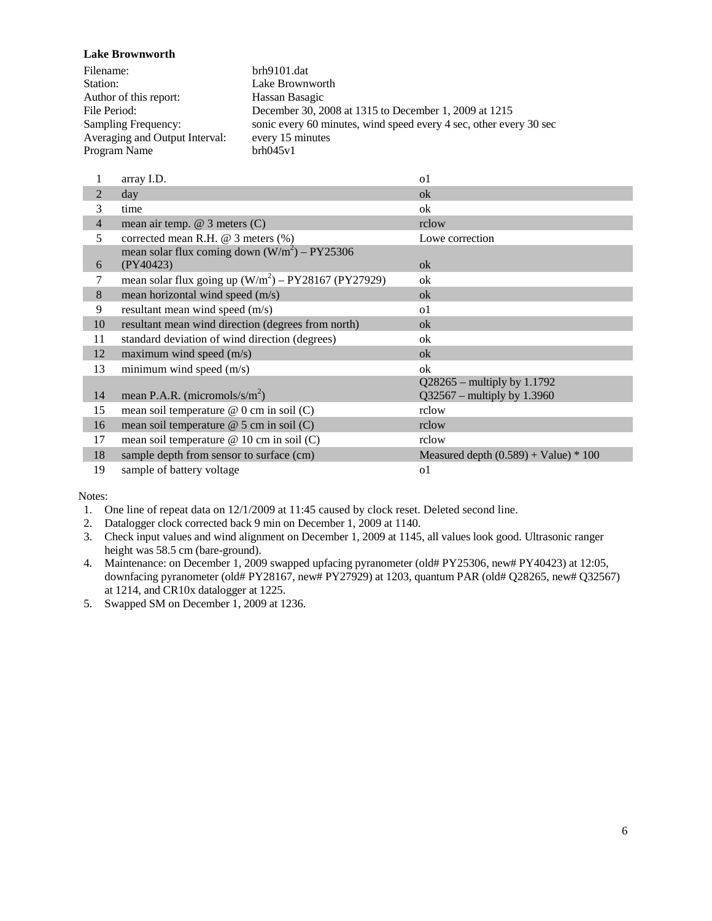**Lake Brownworth**

| | |
|---|---|
| Filename: | brh9101.dat |
| Station: | Lake Brownworth |
| Author of this report: | Hassan Basagic |
| File Period: | December 30, 2008 at 1315 to December 1, 2009 at 1215 |
| Sampling Frequency: | sonic every 60 minutes, wind speed every 4 sec, other every 30 sec |
| Averaging and Output Interval: | every 15 minutes |
| Program Name | brh045v1 |

| | | |
|---|---|---|
| 1 | array I.D. | o1 |
| 2 | day | ok |
| 3 | time | ok |
| 4 | mean air temp. @ 3 meters (C) | rclow |
| 5 | corrected mean R.H. @ 3 meters (%) | Lowe correction |
| 6 | mean solar flux coming down ($W/m^2$) – PY25306 (PY40423) | ok |
| 7 | mean solar flux going up ($W/m^2$) – PY28167 (PY27929) | ok |
| 8 | mean horizontal wind speed (m/s) | ok |
| 9 | resultant mean wind speed (m/s) | o1 |
| 10 | resultant mean wind direction (degrees from north) | ok |
| 11 | standard deviation of wind direction (degrees) | ok |
| 12 | maximum wind speed (m/s) | ok |
| 13 | minimum wind speed (m/s) | ok |
| 14 | mean P.A.R. (micromols/s/$m^2$) | Q28265 – multiply by 1.1792<br>Q32567 – multiply by 1.3960 |
| 15 | mean soil temperature @ 0 cm in soil (C) | rclow |
| 16 | mean soil temperature @ 5 cm in soil (C) | rclow |
| 17 | mean soil temperature @ 10 cm in soil (C) | rclow |
| 18 | sample depth from sensor to surface (cm) | Measured depth (0.589) + Value) * 100 |
| 19 | sample of battery voltage | o1 |

Notes:

1. One line of repeat data on 12/1/2009 at 11:45 caused by clock reset. Deleted second line.
2. Datalogger clock corrected back 9 min on December 1, 2009 at 1140.
3. Check input values and wind alignment on December 1, 2009 at 1145, all values look good. Ultrasonic ranger height was 58.5 cm (bare-ground).
4. Maintenance: on December 1, 2009 swapped upfacing pyranometer (old# PY25306, new# PY40423) at 12:05, downfacing pyranometer (old# PY28167, new# PY27929) at 1203, quantum PAR (old# Q28265, new# Q32567) at 1214, and CR10x datalogger at 1225.
5. Swapped SM on December 1, 2009 at 1236.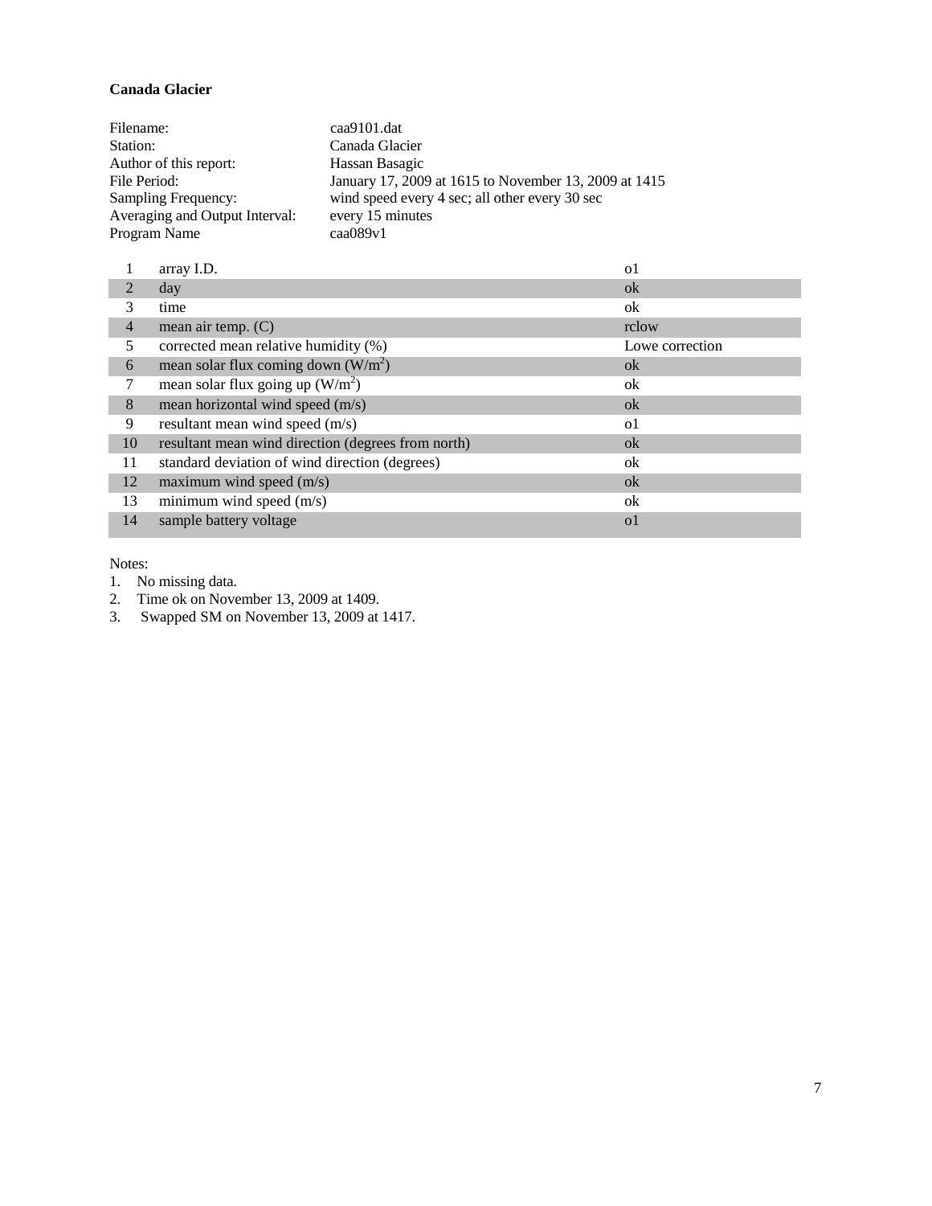**Canada Glacier**

| | |
|---|---|
| Filename: | caa9101.dat |
| Station: | Canada Glacier |
| Author of this report: | Hassan Basagic |
| File Period: | January 17, 2009 at 1615 to November 13, 2009 at 1415 |
| Sampling Frequency: | wind speed every 4 sec; all other every 30 sec |
| Averaging and Output Interval: | every 15 minutes |
| Program Name | caa089v1 |

| | | |
|---|---|---|
| 1 | array I.D. | o1 |
| 2 | day | ok |
| 3 | time | ok |
| 4 | mean air temp. (C) | rclow |
| 5 | corrected mean relative humidity (%) | Lowe correction |
| 6 | mean solar flux coming down ($W/m^2$) | ok |
| 7 | mean solar flux going up ($W/m^2$) | ok |
| 8 | mean horizontal wind speed (m/s) | ok |
| 9 | resultant mean wind speed (m/s) | o1 |
| 10 | resultant mean wind direction (degrees from north) | ok |
| 11 | standard deviation of wind direction (degrees) | ok |
| 12 | maximum wind speed (m/s) | ok |
| 13 | minimum wind speed (m/s) | ok |
| 14 | sample battery voltage | o1 |

Notes:

1. No missing data.
2. Time ok on November 13, 2009 at 1409.
3. Swapped SM on November 13, 2009 at 1417.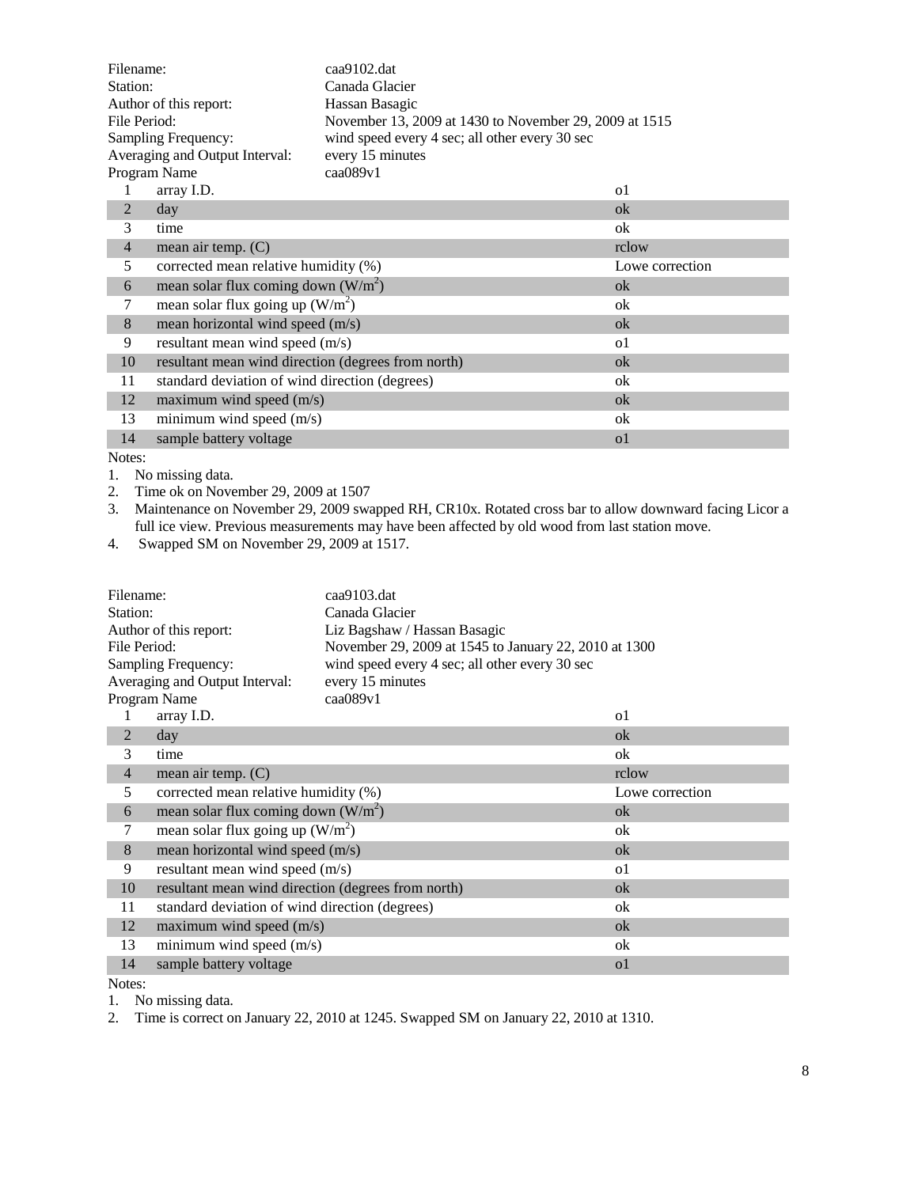| | |
|---|---|
| Filename: | caa9102.dat |
| Station: | Canada Glacier |
| Author of this report: | Hassan Basagic |
| File Period: | November 13, 2009 at 1430 to November 29, 2009 at 1515 |
| Sampling Frequency: | wind speed every 4 sec; all other every 30 sec |
| Averaging and Output Interval: | every 15 minutes |
| Program Name | caa089v1 |

| | | |
|---|---|---|
| 1 | array I.D. | o1 |
| 2 | day | ok |
| 3 | time | ok |
| 4 | mean air temp. (C) | rclow |
| 5 | corrected mean relative humidity (%) | Lowe correction |
| 6 | mean solar flux coming down ($W/m^2$) | ok |
| 7 | mean solar flux going up ($W/m^2$) | ok |
| 8 | mean horizontal wind speed (m/s) | ok |
| 9 | resultant mean wind speed (m/s) | o1 |
| 10 | resultant mean wind direction (degrees from north) | ok |
| 11 | standard deviation of wind direction (degrees) | ok |
| 12 | maximum wind speed (m/s) | ok |
| 13 | minimum wind speed (m/s) | ok |
| 14 | sample battery voltage | o1 |

Notes:

1. No missing data.
2. Time ok on November 29, 2009 at 1507
3. Maintenance on November 29, 2009 swapped RH, CR10x. Rotated cross bar to allow downward facing Licor a full ice view. Previous measurements may have been affected by old wood from last station move.
4. Swapped SM on November 29, 2009 at 1517.

| | |
|---|---|
| Filename: | caa9103.dat |
| Station: | Canada Glacier |
| Author of this report: | Liz Bagshaw / Hassan Basagic |
| File Period: | November 29, 2009 at 1545 to January 22, 2010 at 1300 |
| Sampling Frequency: | wind speed every 4 sec; all other every 30 sec |
| Averaging and Output Interval: | every 15 minutes |
| Program Name | caa089v1 |

| | | |
|---|---|---|
| 1 | array I.D. | o1 |
| 2 | day | ok |
| 3 | time | ok |
| 4 | mean air temp. (C) | rclow |
| 5 | corrected mean relative humidity (%) | Lowe correction |
| 6 | mean solar flux coming down ($W/m^2$) | ok |
| 7 | mean solar flux going up ($W/m^2$) | ok |
| 8 | mean horizontal wind speed (m/s) | ok |
| 9 | resultant mean wind speed (m/s) | o1 |
| 10 | resultant mean wind direction (degrees from north) | ok |
| 11 | standard deviation of wind direction (degrees) | ok |
| 12 | maximum wind speed (m/s) | ok |
| 13 | minimum wind speed (m/s) | ok |
| 14 | sample battery voltage | o1 |

Notes:

1. No missing data.
2. Time is correct on January 22, 2010 at 1245. Swapped SM on January 22, 2010 at 1310.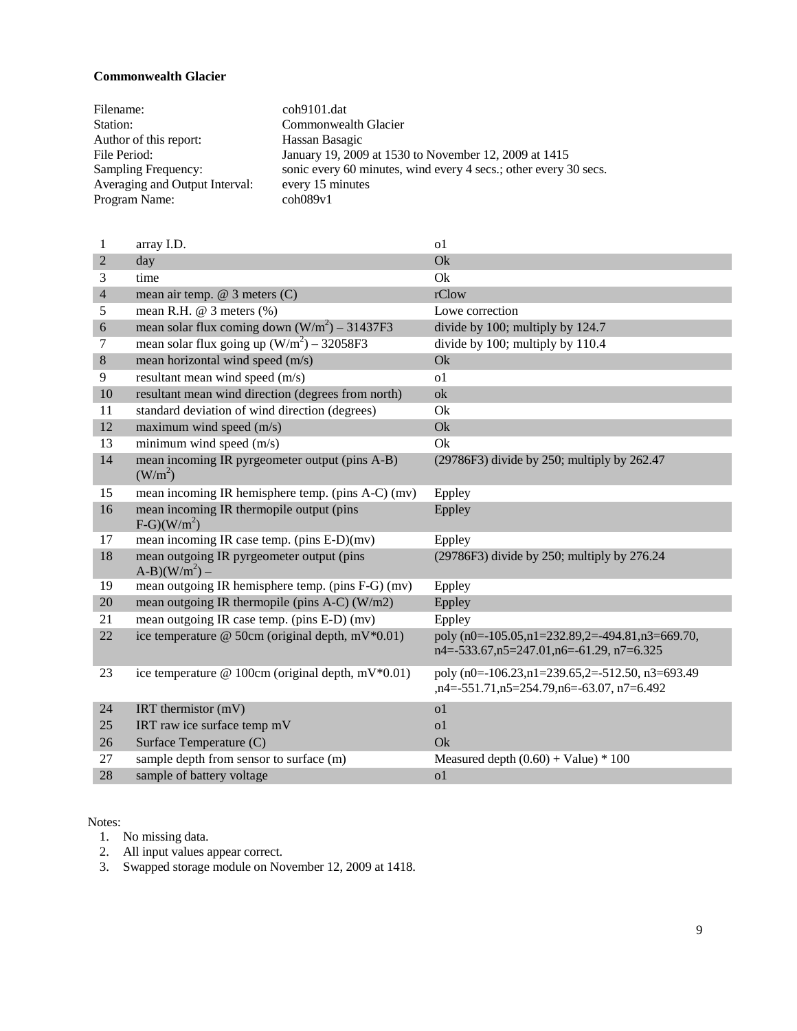**Commonwealth Glacier**

| | |
|---|---|
| Filename: | coh9101.dat |
| Station: | Commonwealth Glacier |
| Author of this report: | Hassan Basagic |
| File Period: | January 19, 2009 at 1530 to November 12, 2009 at 1415 |
| Sampling Frequency: | sonic every 60 minutes, wind every 4 secs.; other every 30 secs. |
| Averaging and Output Interval: | every 15 minutes |
| Program Name: | coh089v1 |

| | | |
|---|---|---|
| 1 | array I.D. | o1 |
| 2 | day | Ok |
| 3 | time | Ok |
| 4 | mean air temp. @ 3 meters (C) | rClow |
| 5 | mean R.H. @ 3 meters (%) | Lowe correction |
| 6 | mean solar flux coming down ($W/m^2$) – 31437F3 | divide by 100; multiply by 124.7 |
| 7 | mean solar flux going up ($W/m^2$) – 32058F3 | divide by 100; multiply by 110.4 |
| 8 | mean horizontal wind speed (m/s) | Ok |
| 9 | resultant mean wind speed (m/s) | o1 |
| 10 | resultant mean wind direction (degrees from north) | ok |
| 11 | standard deviation of wind direction (degrees) | Ok |
| 12 | maximum wind speed (m/s) | Ok |
| 13 | minimum wind speed (m/s) | Ok |
| 14 | mean incoming IR pyrgeometer output (pins A-B) ($W/m^2$) | (29786F3) divide by 250; multiply by 262.47 |
| 15 | mean incoming IR hemisphere temp. (pins A-C) (mv) | Eppley |
| 16 | mean incoming IR thermopile output (pins F-G)($W/m^2$) | Eppley |
| 17 | mean incoming IR case temp. (pins E-D)(mv) | Eppley |
| 18 | mean outgoing IR pyrgeometer output (pins A-B)($W/m^2$) – | (29786F3) divide by 250; multiply by 276.24 |
| 19 | mean outgoing IR hemisphere temp. (pins F-G) (mv) | Eppley |
| 20 | mean outgoing IR thermopile (pins A-C) (W/m2) | Eppley |
| 21 | mean outgoing IR case temp. (pins E-D) (mv) | Eppley |
| 22 | ice temperature @ 50cm (original depth, mV*0.01) | poly (n0=-105.05,n1=232.89,2=-494.81,n3=669.70, n4=-533.67,n5=247.01,n6=-61.29, n7=6.325 |
| 23 | ice temperature @ 100cm (original depth, mV*0.01) | poly (n0=-106.23,n1=239.65,2=-512.50, n3=693.49 ,n4=-551.71,n5=254.79,n6=-63.07, n7=6.492 |
| 24 | IRT thermistor (mV) | o1 |
| 25 | IRT raw ice surface temp mV | o1 |
| 26 | Surface Temperature (C) | Ok |
| 27 | sample depth from sensor to surface (m) | Measured depth (0.60) + Value) * 100 |
| 28 | sample of battery voltage | o1 |

Notes:

1. No missing data.
2. All input values appear correct.
3. Swapped storage module on November 12, 2009 at 1418.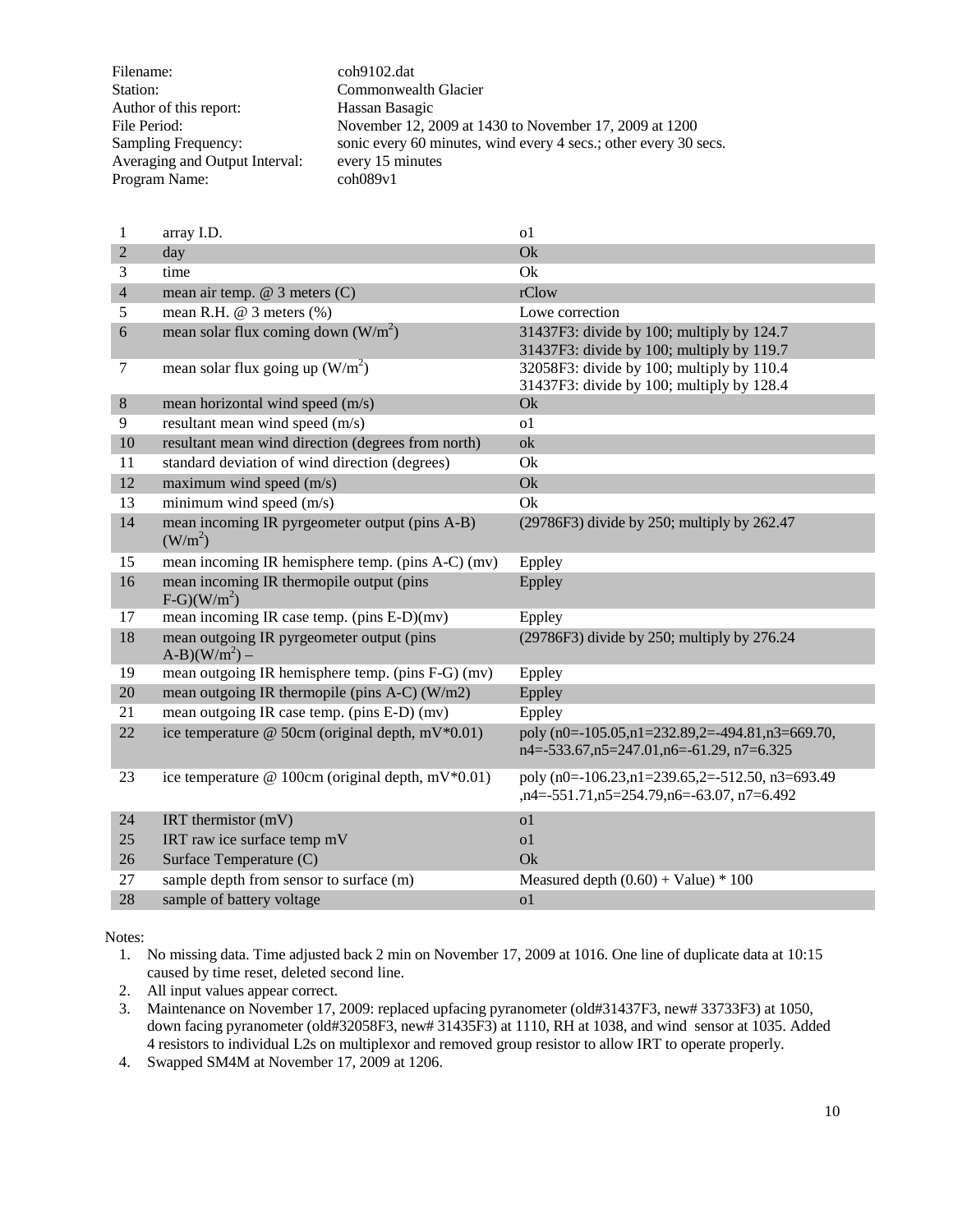| | |
|---|---|
| Filename: | coh9102.dat |
| Station: | Commonwealth Glacier |
| Author of this report: | Hassan Basagic |
| File Period: | November 12, 2009 at 1430 to November 17, 2009 at 1200 |
| Sampling Frequency: | sonic every 60 minutes, wind every 4 secs.; other every 30 secs. |
| Averaging and Output Interval: | every 15 minutes |
| Program Name: | coh089v1 |

| | | |
|---|---|---|
| 1 | array I.D. | o1 |
| 2 | day | Ok |
| 3 | time | Ok |
| 4 | mean air temp. @ 3 meters (C) | rClow |
| 5 | mean R.H. @ 3 meters (%) | Lowe correction |
| 6 | mean solar flux coming down ($W/m^2$) | 31437F3: divide by 100; multiply by 124.7<br>31437F3: divide by 100; multiply by 119.7 |
| 7 | mean solar flux going up ($W/m^2$) | 32058F3: divide by 100; multiply by 110.4<br>31437F3: divide by 100; multiply by 128.4 |
| 8 | mean horizontal wind speed (m/s) | Ok |
| 9 | resultant mean wind speed (m/s) | o1 |
| 10 | resultant mean wind direction (degrees from north) | ok |
| 11 | standard deviation of wind direction (degrees) | Ok |
| 12 | maximum wind speed (m/s) | Ok |
| 13 | minimum wind speed (m/s) | Ok |
| 14 | mean incoming IR pyrgeometer output (pins A-B) ($W/m^2$) | (29786F3) divide by 250; multiply by 262.47 |
| 15 | mean incoming IR hemisphere temp. (pins A-C) (mv) | Eppley |
| 16 | mean incoming IR thermopile output (pins F-G)($W/m^2$) | Eppley |
| 17 | mean incoming IR case temp. (pins E-D)(mv) | Eppley |
| 18 | mean outgoing IR pyrgeometer output (pins A-B)($W/m^2$) – | (29786F3) divide by 250; multiply by 276.24 |
| 19 | mean outgoing IR hemisphere temp. (pins F-G) (mv) | Eppley |
| 20 | mean outgoing IR thermopile (pins A-C) (W/m2) | Eppley |
| 21 | mean outgoing IR case temp. (pins E-D) (mv) | Eppley |
| 22 | ice temperature @ 50cm (original depth, mV*0.01) | poly (n0=-105.05,n1=232.89,2=-494.81,n3=669.70, n4=-533.67,n5=247.01,n6=-61.29, n7=6.325 |
| 23 | ice temperature @ 100cm (original depth, mV*0.01) | poly (n0=-106.23,n1=239.65,2=-512.50, n3=693.49 ,n4=-551.71,n5=254.79,n6=-63.07, n7=6.492 |
| 24 | IRT thermistor (mV) | o1 |
| 25 | IRT raw ice surface temp mV | o1 |
| 26 | Surface Temperature (C) | Ok |
| 27 | sample depth from sensor to surface (m) | Measured depth (0.60) + Value) * 100 |
| 28 | sample of battery voltage | o1 |

Notes:

1. No missing data. Time adjusted back 2 min on November 17, 2009 at 1016. One line of duplicate data at 10:15 caused by time reset, deleted second line.
2. All input values appear correct.
3. Maintenance on November 17, 2009: replaced upfacing pyranometer (old#31437F3, new# 33733F3) at 1050, down facing pyranometer (old#32058F3, new# 31435F3) at 1110, RH at 1038, and wind sensor at 1035. Added 4 resistors to individual L2s on multiplexor and removed group resistor to allow IRT to operate properly.
4. Swapped SM4M at November 17, 2009 at 1206.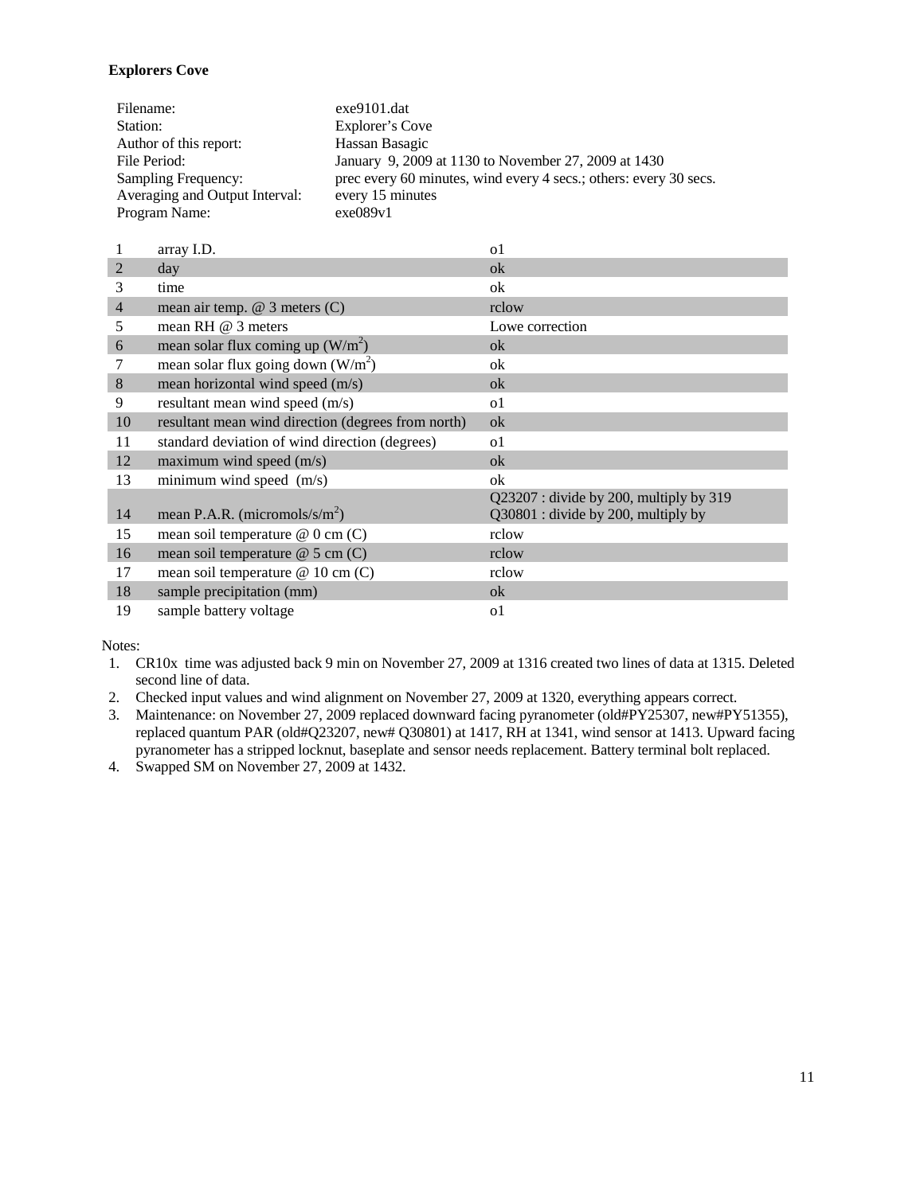**Explorers Cove**

| | |
|---|---|
| Filename: | exe9101.dat |
| Station: | Explorer's Cove |
| Author of this report: | Hassan Basagic |
| File Period: | January 9, 2009 at 1130 to November 27, 2009 at 1430 |
| Sampling Frequency: | prec every 60 minutes, wind every 4 secs.; others: every 30 secs. |
| Averaging and Output Interval: | every 15 minutes |
| Program Name: | exe089v1 |

| | | |
|---|---|---|
| 1 | array I.D. | o1 |
| 2 | day | ok |
| 3 | time | ok |
| 4 | mean air temp. @ 3 meters (C) | rclow |
| 5 | mean RH @ 3 meters | Lowe correction |
| 6 | mean solar flux coming up (W/m$^2$) | ok |
| 7 | mean solar flux going down (W/m$^2$) | ok |
| 8 | mean horizontal wind speed (m/s) | ok |
| 9 | resultant mean wind speed (m/s) | o1 |
| 10 | resultant mean wind direction (degrees from north) | ok |
| 11 | standard deviation of wind direction (degrees) | o1 |
| 12 | maximum wind speed (m/s) | ok |
| 13 | minimum wind speed (m/s) | ok |
| 14 | mean P.A.R. (micromols/s/m$^2$) | Q23207 : divide by 200, multiply by 319<br>Q30801 : divide by 200, multiply by |
| 15 | mean soil temperature @ 0 cm (C) | rclow |
| 16 | mean soil temperature @ 5 cm (C) | rclow |
| 17 | mean soil temperature @ 10 cm (C) | rclow |
| 18 | sample precipitation (mm) | ok |
| 19 | sample battery voltage | o1 |

Notes:

1. CR10x time was adjusted back 9 min on November 27, 2009 at 1316 created two lines of data at 1315. Deleted second line of data.
2. Checked input values and wind alignment on November 27, 2009 at 1320, everything appears correct.
3. Maintenance: on November 27, 2009 replaced downward facing pyranometer (old#PY25307, new#PY51355), replaced quantum PAR (old#Q23207, new# Q30801) at 1417, RH at 1341, wind sensor at 1413. Upward facing pyranometer has a stripped locknut, baseplate and sensor needs replacement. Battery terminal bolt replaced.
4. Swapped SM on November 27, 2009 at 1432.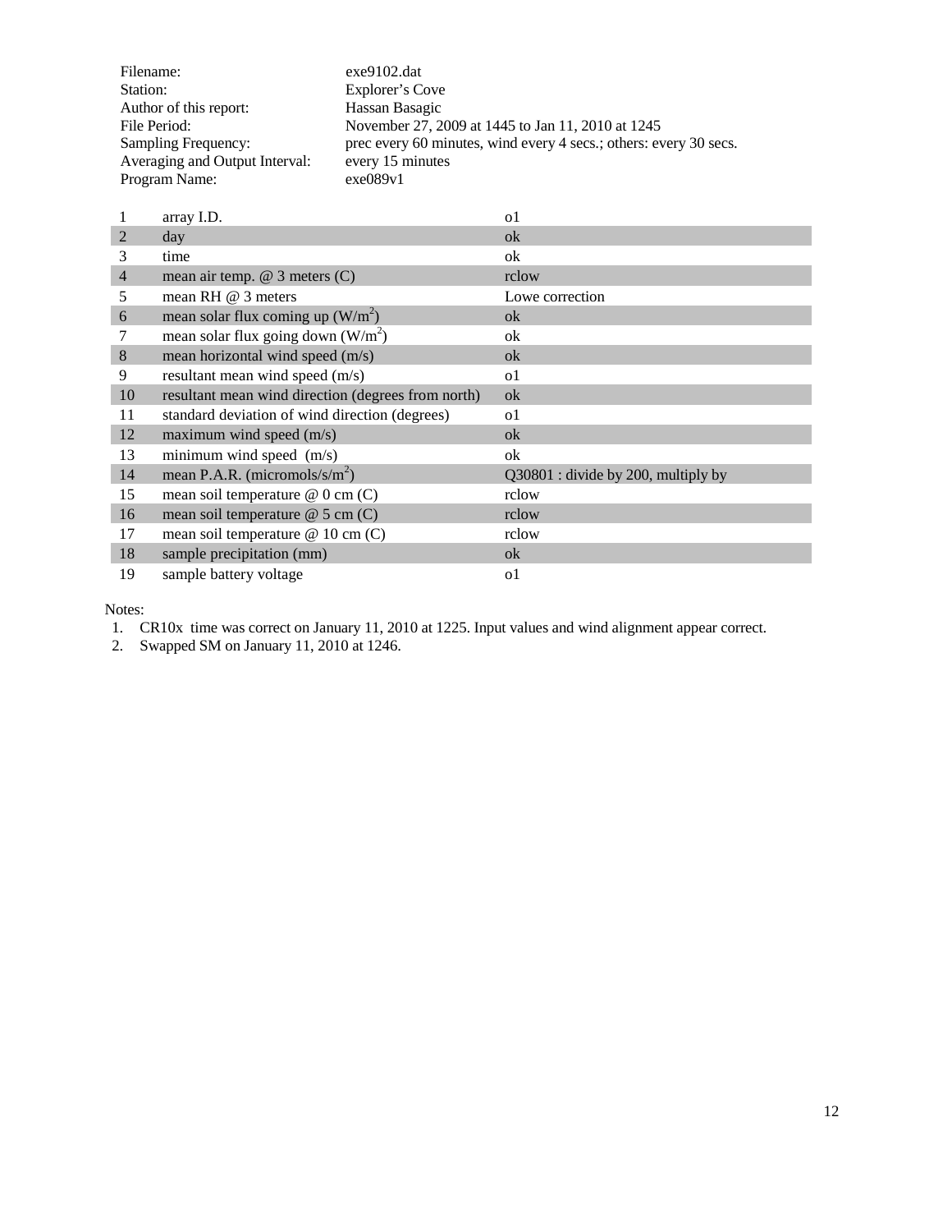| | |
|---|---|
| Filename: | exe9102.dat |
| Station: | Explorer’s Cove |
| Author of this report: | Hassan Basagic |
| File Period: | November 27, 2009 at 1445 to Jan 11, 2010 at 1245 |
| Sampling Frequency: | prec every 60 minutes, wind every 4 secs.; others: every 30 secs. |
| Averaging and Output Interval: | every 15 minutes |
| Program Name: | exe089v1 |

| | | |
|---|---|---|
| 1 | array I.D. | o1 |
| 2 | day | ok |
| 3 | time | ok |
| 4 | mean air temp. @ 3 meters (C) | rclow |
| 5 | mean RH @ 3 meters | Lowe correction |
| 6 | mean solar flux coming up (W/m$^2$) | ok |
| 7 | mean solar flux going down (W/m$^2$) | ok |
| 8 | mean horizontal wind speed (m/s) | ok |
| 9 | resultant mean wind speed (m/s) | o1 |
| 10 | resultant mean wind direction (degrees from north) | ok |
| 11 | standard deviation of wind direction (degrees) | o1 |
| 12 | maximum wind speed (m/s) | ok |
| 13 | minimum wind speed (m/s) | ok |
| 14 | mean P.A.R. (micromols/s/m$^2$) | Q30801 : divide by 200, multiply by |
| 15 | mean soil temperature @ 0 cm (C) | rclow |
| 16 | mean soil temperature @ 5 cm (C) | rclow |
| 17 | mean soil temperature @ 10 cm (C) | rclow |
| 18 | sample precipitation (mm) | ok |
| 19 | sample battery voltage | o1 |

Notes:

1. CR10x time was correct on January 11, 2010 at 1225. Input values and wind alignment appear correct.
2. Swapped SM on January 11, 2010 at 1246.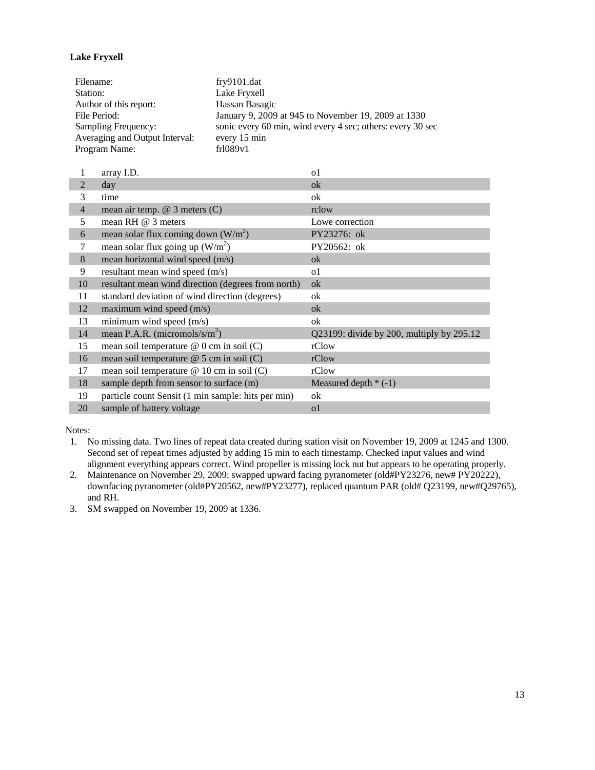**Lake Fryxell**

| | |
|---|---|
| Filename: | fry9101.dat |
| Station: | Lake Fryxell |
| Author of this report: | Hassan Basagic |
| File Period: | January 9, 2009 at 945 to November 19, 2009 at 1330 |
| Sampling Frequency: | sonic every 60 min, wind every 4 sec; others: every 30 sec |
| Averaging and Output Interval: | every 15 min |
| Program Name: | frl089v1 |

| | | |
|---|---|---|
| 1 | array I.D. | o1 |
| 2 | day | ok |
| 3 | time | ok |
| 4 | mean air temp. @ 3 meters (C) | rclow |
| 5 | mean RH @ 3 meters | Lowe correction |
| 6 | mean solar flux coming down ($W/m^2$) | PY23276: ok |
| 7 | mean solar flux going up ($W/m^2$) | PY20562: ok |
| 8 | mean horizontal wind speed (m/s) | ok |
| 9 | resultant mean wind speed (m/s) | o1 |
| 10 | resultant mean wind direction (degrees from north) | ok |
| 11 | standard deviation of wind direction (degrees) | ok |
| 12 | maximum wind speed (m/s) | ok |
| 13 | minimum wind speed (m/s) | ok |
| 14 | mean P.A.R. (micromols/s/$m^2$) | Q23199: divide by 200, multiply by 295.12 |
| 15 | mean soil temperature @ 0 cm in soil (C) | rClow |
| 16 | mean soil temperature @ 5 cm in soil (C) | rClow |
| 17 | mean soil temperature @ 10 cm in soil (C) | rClow |
| 18 | sample depth from sensor to surface (m) | Measured depth * (-1) |
| 19 | particle count Sensit (1 min sample: hits per min) | ok |
| 20 | sample of battery voltage | o1 |

Notes:

1. No missing data. Two lines of repeat data created during station visit on November 19, 2009 at 1245 and 1300. Second set of repeat times adjusted by adding 15 min to each timestamp. Checked input values and wind alignment everything appears correct. Wind propeller is missing lock nut but appears to be operating properly.
2. Maintenance on November 29, 2009: swapped upward facing pyranometer (old#PY23276, new# PY20222), downfacing pyranometer (old#PY20562, new#PY23277), replaced quantum PAR (old# Q23199, new#Q29765), and RH.
3. SM swapped on November 19, 2009 at 1336.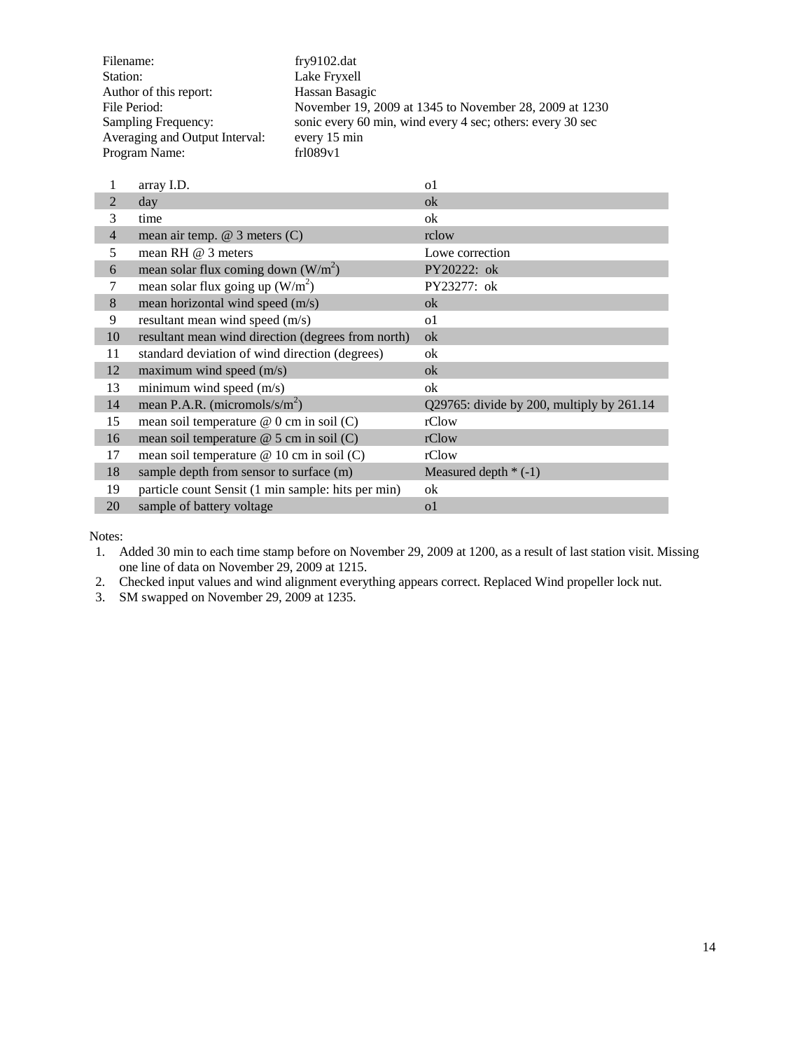| | |
|---|---|
| Filename: | fry9102.dat |
| Station: | Lake Fryxell |
| Author of this report: | Hassan Basagic |
| File Period: | November 19, 2009 at 1345 to November 28, 2009 at 1230 |
| Sampling Frequency: | sonic every 60 min, wind every 4 sec; others: every 30 sec |
| Averaging and Output Interval: | every 15 min |
| Program Name: | frl089v1 |

| | | |
|---|---|---|
| 1 | array I.D. | o1 |
| 2 | day | ok |
| 3 | time | ok |
| 4 | mean air temp. @ 3 meters (C) | rclow |
| 5 | mean RH @ 3 meters | Lowe correction |
| 6 | mean solar flux coming down ($W/m^2$) | PY20222: ok |
| 7 | mean solar flux going up ($W/m^2$) | PY23277: ok |
| 8 | mean horizontal wind speed (m/s) | ok |
| 9 | resultant mean wind speed (m/s) | o1 |
| 10 | resultant mean wind direction (degrees from north) | ok |
| 11 | standard deviation of wind direction (degrees) | ok |
| 12 | maximum wind speed (m/s) | ok |
| 13 | minimum wind speed (m/s) | ok |
| 14 | mean P.A.R. ($micromols/s/m^2$) | Q29765: divide by 200, multiply by 261.14 |
| 15 | mean soil temperature @ 0 cm in soil (C) | rClow |
| 16 | mean soil temperature @ 5 cm in soil (C) | rClow |
| 17 | mean soil temperature @ 10 cm in soil (C) | rClow |
| 18 | sample depth from sensor to surface (m) | Measured depth * (-1) |
| 19 | particle count Sensit (1 min sample: hits per min) | ok |
| 20 | sample of battery voltage | o1 |

Notes:

1. Added 30 min to each time stamp before on November 29, 2009 at 1200, as a result of last station visit. Missing one line of data on November 29, 2009 at 1215.
2. Checked input values and wind alignment everything appears correct. Replaced Wind propeller lock nut.
3. SM swapped on November 29, 2009 at 1235.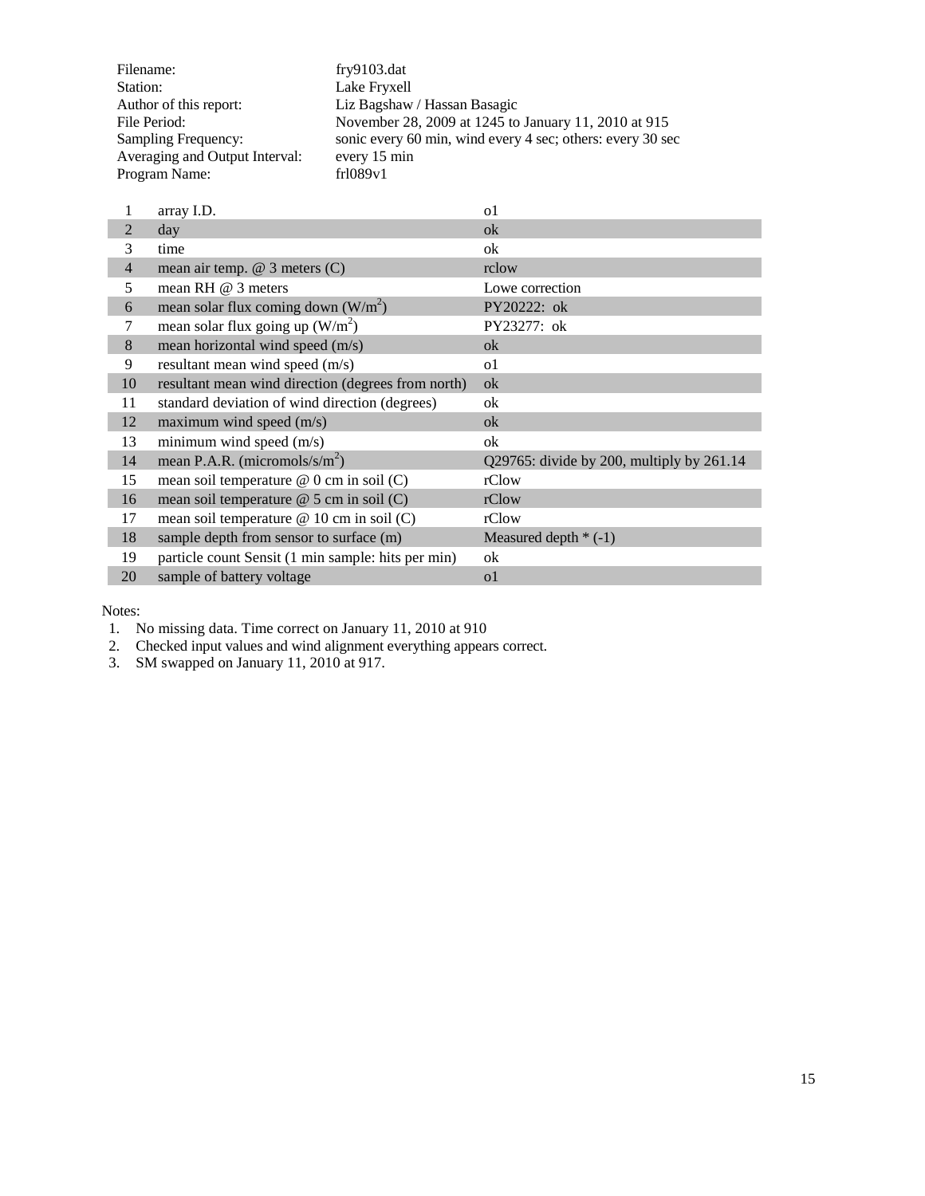| | |
|---|---|
| Filename: | fry9103.dat |
| Station: | Lake Fryxell |
| Author of this report: | Liz Bagshaw / Hassan Basagic |
| File Period: | November 28, 2009 at 1245 to January 11, 2010 at 915 |
| Sampling Frequency: | sonic every 60 min, wind every 4 sec; others: every 30 sec |
| Averaging and Output Interval: | every 15 min |
| Program Name: | frl089v1 |

| | | |
|---|---|---|
| 1 | array I.D. | o1 |
| 2 | day | ok |
| 3 | time | ok |
| 4 | mean air temp. @ 3 meters (C) | rclow |
| 5 | mean RH @ 3 meters | Lowe correction |
| 6 | mean solar flux coming down (W/m$^2$) | PY20222: ok |
| 7 | mean solar flux going up (W/m$^2$) | PY23277: ok |
| 8 | mean horizontal wind speed (m/s) | ok |
| 9 | resultant mean wind speed (m/s) | o1 |
| 10 | resultant mean wind direction (degrees from north) | ok |
| 11 | standard deviation of wind direction (degrees) | ok |
| 12 | maximum wind speed (m/s) | ok |
| 13 | minimum wind speed (m/s) | ok |
| 14 | mean P.A.R. (micromols/s/m$^2$) | Q29765: divide by 200, multiply by 261.14 |
| 15 | mean soil temperature @ 0 cm in soil (C) | rClow |
| 16 | mean soil temperature @ 5 cm in soil (C) | rClow |
| 17 | mean soil temperature @ 10 cm in soil (C) | rClow |
| 18 | sample depth from sensor to surface (m) | Measured depth * (-1) |
| 19 | particle count Sensit (1 min sample: hits per min) | ok |
| 20 | sample of battery voltage | o1 |

Notes:

1. No missing data. Time correct on January 11, 2010 at 910
2. Checked input values and wind alignment everything appears correct.
3. SM swapped on January 11, 2010 at 917.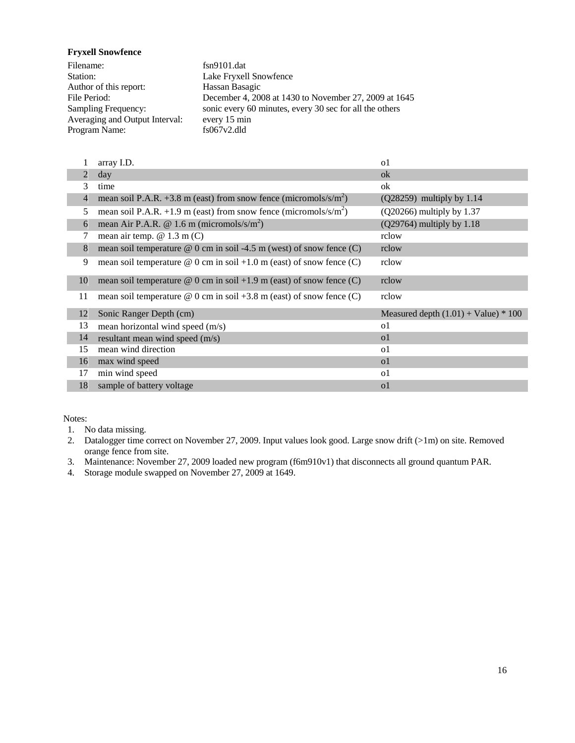**Fryxell Snowfence**

| | |
|---|---|
| Filename: | fsn9101.dat |
| Station: | Lake Fryxell Snowfence |
| Author of this report: | Hassan Basagic |
| File Period: | December 4, 2008 at 1430 to November 27, 2009 at 1645 |
| Sampling Frequency: | sonic every 60 minutes, every 30 sec for all the others |
| Averaging and Output Interval: | every 15 min |
| Program Name: | fs067v2.dld |

| | | |
|---|---|---|
| 1 | array I.D. | o1 |
| 2 | day | ok |
| 3 | time | ok |
| 4 | mean soil P.A.R. +3.8 m (east) from snow fence (micromols/s/$m^2$) | (Q28259) multiply by 1.14 |
| 5 | mean soil P.A.R. +1.9 m (east) from snow fence (micromols/s/$m^2$) | (Q20266) multiply by 1.37 |
| 6 | mean Air P.A.R. @ 1.6 m (micromols/s/$m^2$) | (Q29764) multiply by 1.18 |
| 7 | mean air temp. @ 1.3 m (C) | rclow |
| 8 | mean soil temperature @ 0 cm in soil -4.5 m (west) of snow fence (C) | rclow |
| 9 | mean soil temperature @ 0 cm in soil +1.0 m (east) of snow fence (C) | rclow |
| 10 | mean soil temperature @ 0 cm in soil +1.9 m (east) of snow fence (C) | rclow |
| 11 | mean soil temperature @ 0 cm in soil +3.8 m (east) of snow fence (C) | rclow |
| 12 | Sonic Ranger Depth (cm) | Measured depth (1.01) + Value) * 100 |
| 13 | mean horizontal wind speed (m/s) | o1 |
| 14 | resultant mean wind speed (m/s) | o1 |
| 15 | mean wind direction | o1 |
| 16 | max wind speed | o1 |
| 17 | min wind speed | o1 |
| 18 | sample of battery voltage | o1 |

Notes:

1. No data missing.
2. Datalogger time correct on November 27, 2009. Input values look good. Large snow drift (>1m) on site. Removed orange fence from site.
3. Maintenance: November 27, 2009 loaded new program (f6m910v1) that disconnects all ground quantum PAR.
4. Storage module swapped on November 27, 2009 at 1649.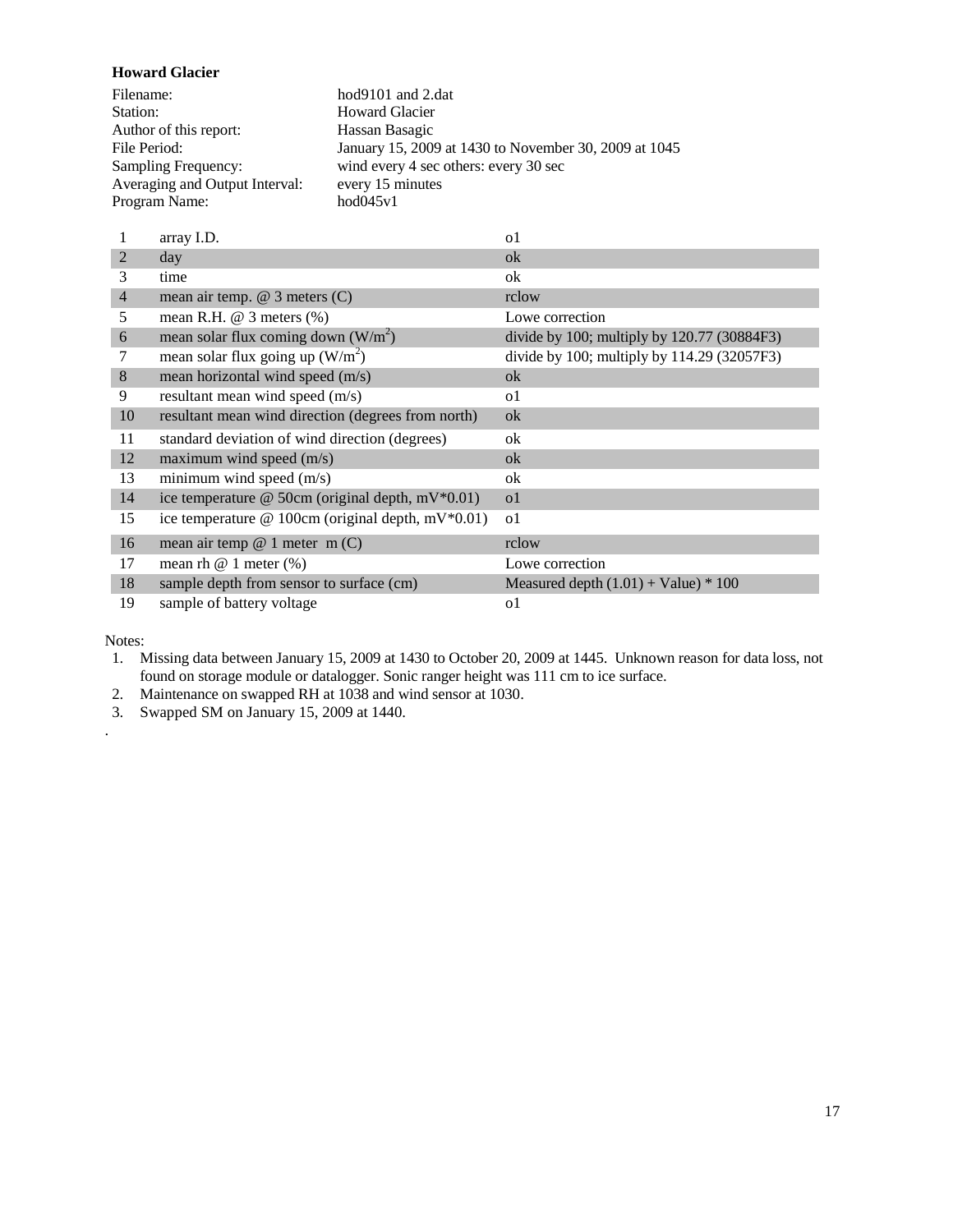**Howard Glacier**

| | |
|---|---|
| Filename: | hod9101 and 2.dat |
| Station: | Howard Glacier |
| Author of this report: | Hassan Basagic |
| File Period: | January 15, 2009 at 1430 to November 30, 2009 at 1045 |
| Sampling Frequency: | wind every 4 sec others: every 30 sec |
| Averaging and Output Interval: | every 15 minutes |
| Program Name: | hod045v1 |

| | | |
|---|---|---|
| 1 | array I.D. | o1 |
| 2 | day | ok |
| 3 | time | ok |
| 4 | mean air temp. @ 3 meters (C) | rclow |
| 5 | mean R.H. @ 3 meters (%) | Lowe correction |
| 6 | mean solar flux coming down ($W/m^2$) | divide by 100; multiply by 120.77 (30884F3) |
| 7 | mean solar flux going up ($W/m^2$) | divide by 100; multiply by 114.29 (32057F3) |
| 8 | mean horizontal wind speed (m/s) | ok |
| 9 | resultant mean wind speed (m/s) | o1 |
| 10 | resultant mean wind direction (degrees from north) | ok |
| 11 | standard deviation of wind direction (degrees) | ok |
| 12 | maximum wind speed (m/s) | ok |
| 13 | minimum wind speed (m/s) | ok |
| 14 | ice temperature @ 50cm (original depth, mV*0.01) | o1 |
| 15 | ice temperature @ 100cm (original depth, mV*0.01) | o1 |
| 16 | mean air temp @ 1 meter m (C) | rclow |
| 17 | mean rh @ 1 meter (%) | Lowe correction |
| 18 | sample depth from sensor to surface (cm) | Measured depth (1.01) + Value) * 100 |
| 19 | sample of battery voltage | o1 |

Notes:

1. Missing data between January 15, 2009 at 1430 to October 20, 2009 at 1445. Unknown reason for data loss, not found on storage module or datalogger. Sonic ranger height was 111 cm to ice surface.
2. Maintenance on swapped RH at 1038 and wind sensor at 1030.
3. Swapped SM on January 15, 2009 at 1440.

.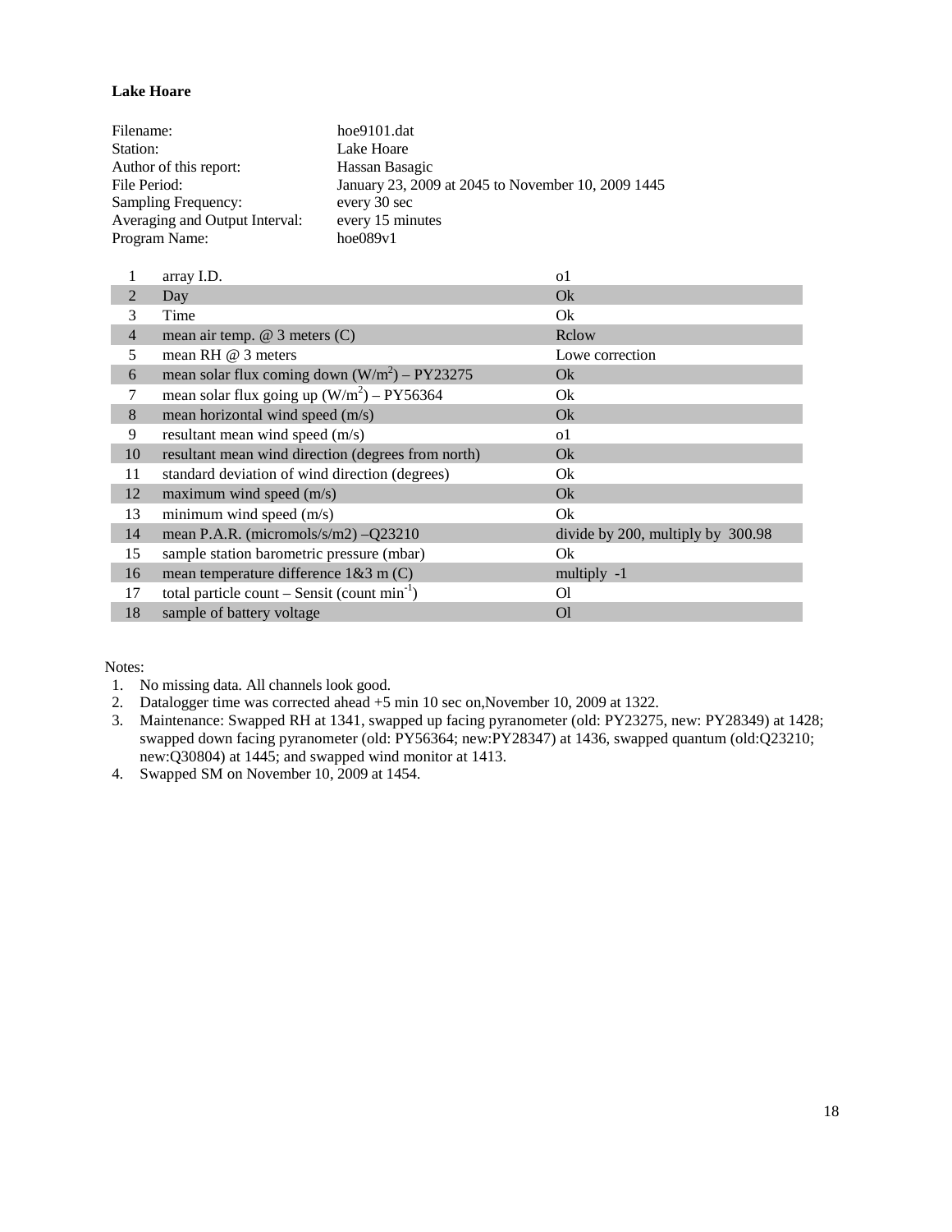**Lake Hoare**

| | |
|---|---|
| Filename: | hoe9101.dat |
| Station: | Lake Hoare |
| Author of this report: | Hassan Basagic |
| File Period: | January 23, 2009 at 2045 to November 10, 2009 1445 |
| Sampling Frequency: | every 30 sec |
| Averaging and Output Interval: | every 15 minutes |
| Program Name: | hoe089v1 |

| | | |
|---|---|---|
| 1 | array I.D. | o1 |
| 2 | Day | Ok |
| 3 | Time | Ok |
| 4 | mean air temp. @ 3 meters (C) | Rclow |
| 5 | mean RH @ 3 meters | Lowe correction |
| 6 | mean solar flux coming down ($W/m^2$) – PY23275 | Ok |
| 7 | mean solar flux going up ($W/m^2$) – PY56364 | Ok |
| 8 | mean horizontal wind speed (m/s) | Ok |
| 9 | resultant mean wind speed (m/s) | o1 |
| 10 | resultant mean wind direction (degrees from north) | Ok |
| 11 | standard deviation of wind direction (degrees) | Ok |
| 12 | maximum wind speed (m/s) | Ok |
| 13 | minimum wind speed (m/s) | Ok |
| 14 | mean P.A.R. (micromols/s/m2) –Q23210 | divide by 200, multiply by 300.98 |
| 15 | sample station barometric pressure (mbar) | Ok |
| 16 | mean temperature difference 1&3 m (C) | multiply -1 |
| 17 | total particle count – Sensit (count $min^{-1}$) | Ol |
| 18 | sample of battery voltage | Ol |

Notes:

1. No missing data. All channels look good.
2. Datalogger time was corrected ahead +5 min 10 sec on,November 10, 2009 at 1322.
3. Maintenance: Swapped RH at 1341, swapped up facing pyranometer (old: PY23275, new: PY28349) at 1428; swapped down facing pyranometer (old: PY56364; new:PY28347) at 1436, swapped quantum (old:Q23210; new:Q30804) at 1445; and swapped wind monitor at 1413.
4. Swapped SM on November 10, 2009 at 1454.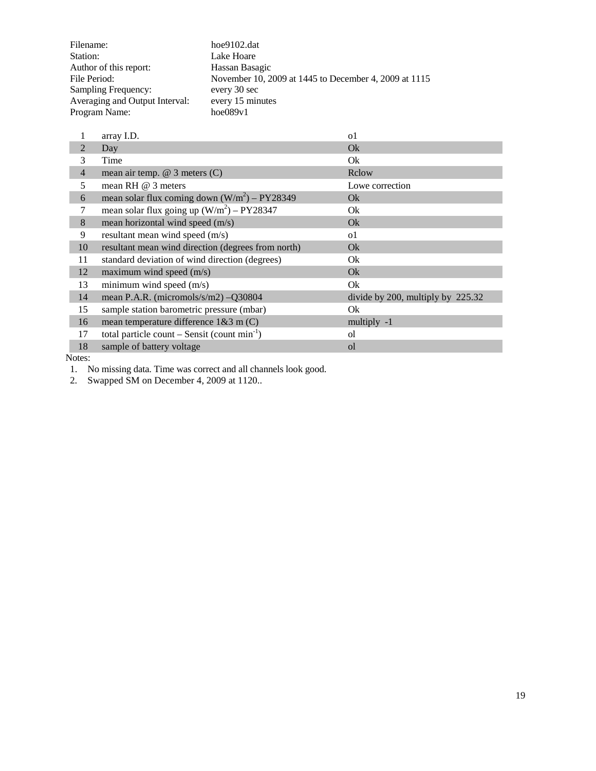| | |
|---|---|
| Filename: | hoe9102.dat |
| Station: | Lake Hoare |
| Author of this report: | Hassan Basagic |
| File Period: | November 10, 2009 at 1445 to December 4, 2009 at 1115 |
| Sampling Frequency: | every 30 sec |
| Averaging and Output Interval: | every 15 minutes |
| Program Name: | hoe089v1 |

| | | |
|---|---|---|
| 1 | array I.D. | o1 |
| 2 | Day | Ok |
| 3 | Time | Ok |
| 4 | mean air temp. @ 3 meters (C) | Rclow |
| 5 | mean RH @ 3 meters | Lowe correction |
| 6 | mean solar flux coming down ($W/m^2$) – PY28349 | Ok |
| 7 | mean solar flux going up ($W/m^2$) – PY28347 | Ok |
| 8 | mean horizontal wind speed (m/s) | Ok |
| 9 | resultant mean wind speed (m/s) | o1 |
| 10 | resultant mean wind direction (degrees from north) | Ok |
| 11 | standard deviation of wind direction (degrees) | Ok |
| 12 | maximum wind speed (m/s) | Ok |
| 13 | minimum wind speed (m/s) | Ok |
| 14 | mean P.A.R. (micromols/s/m2) –Q30804 | divide by 200, multiply by 225.32 |
| 15 | sample station barometric pressure (mbar) | Ok |
| 16 | mean temperature difference 1&3 m (C) | multiply -1 |
| 17 | total particle count – Sensit (count $min^{-1}$) | ol |
| 18 | sample of battery voltage | ol |

Notes:

1. No missing data. Time was correct and all channels look good.
2. Swapped SM on December 4, 2009 at 1120..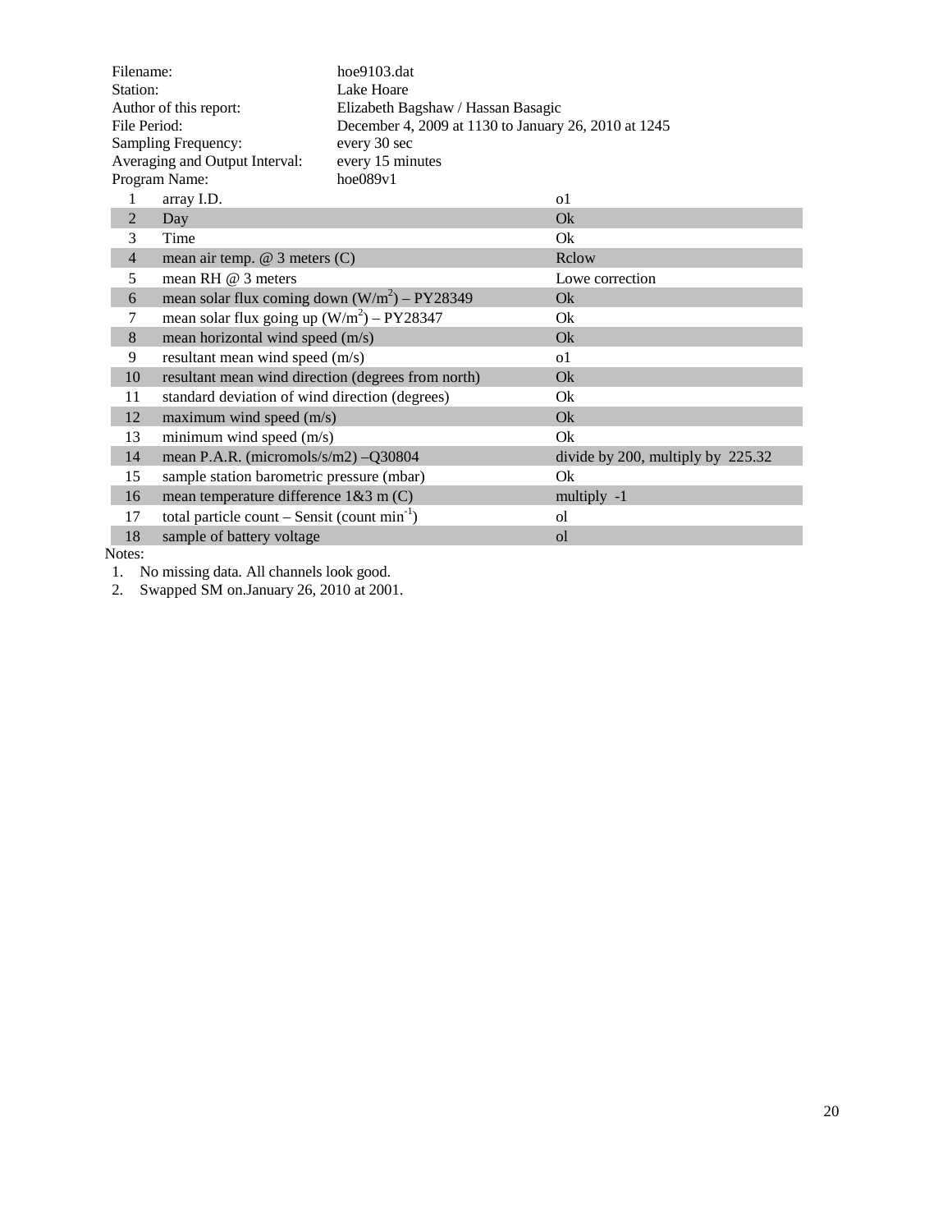Filename: hoe9103.dat
Station: Lake Hoare
Author of this report: Elizabeth Bagshaw / Hassan Basagic
File Period: December 4, 2009 at 1130 to January 26, 2010 at 1245
Sampling Frequency: every 30 sec
Averaging and Output Interval: every 15 minutes
Program Name: hoe089v1

| | | |
|---|---|---|
| 1 | array I.D. | o1 |
| 2 | Day | Ok |
| 3 | Time | Ok |
| 4 | mean air temp. @ 3 meters (C) | Rclow |
| 5 | mean RH @ 3 meters | Lowe correction |
| 6 | mean solar flux coming down ($W/m^2$) – PY28349 | Ok |
| 7 | mean solar flux going up ($W/m^2$) – PY28347 | Ok |
| 8 | mean horizontal wind speed (m/s) | Ok |
| 9 | resultant mean wind speed (m/s) | o1 |
| 10 | resultant mean wind direction (degrees from north) | Ok |
| 11 | standard deviation of wind direction (degrees) | Ok |
| 12 | maximum wind speed (m/s) | Ok |
| 13 | minimum wind speed (m/s) | Ok |
| 14 | mean P.A.R. (micromols/s/m2) –Q30804 | divide by 200, multiply by 225.32 |
| 15 | sample station barometric pressure (mbar) | Ok |
| 16 | mean temperature difference 1&3 m (C) | multiply -1 |
| 17 | total particle count – Sensit (count $min^{-1}$) | ol |
| 18 | sample of battery voltage | ol |

Notes:

1. No missing data. All channels look good.
2. Swapped SM on.January 26, 2010 at 2001.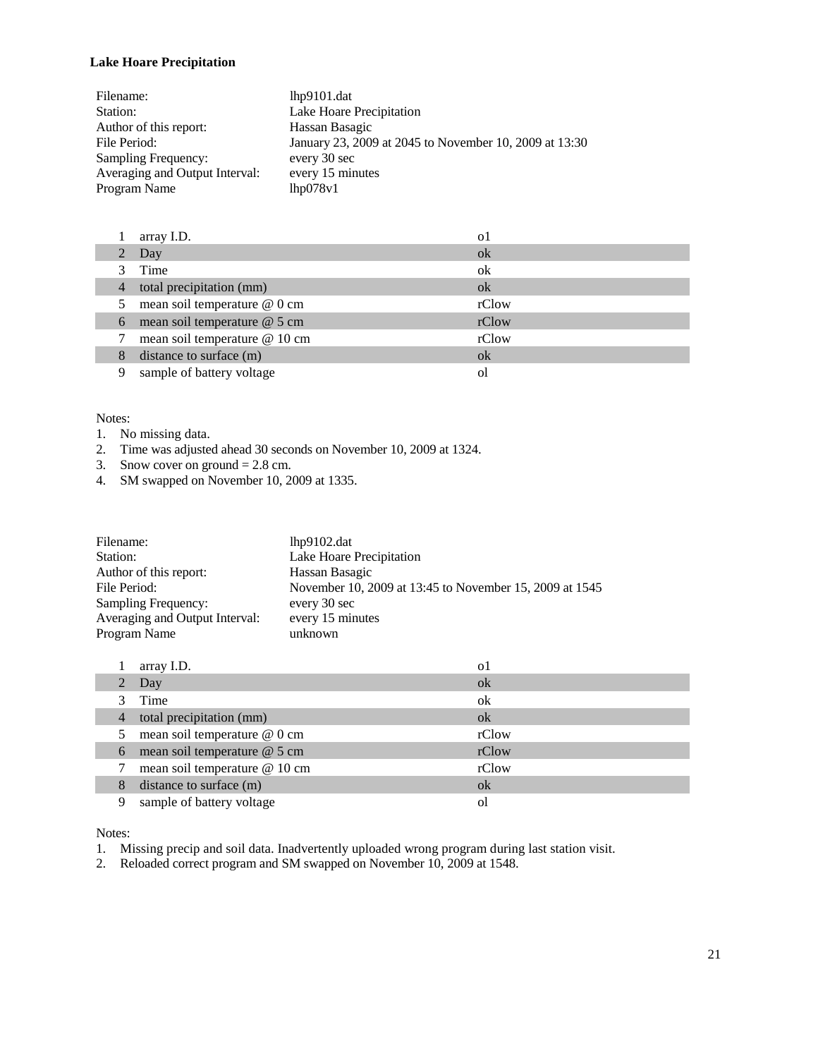**Lake Hoare Precipitation**

| | |
|---|---|
| Filename: | lhp9101.dat |
| Station: | Lake Hoare Precipitation |
| Author of this report: | Hassan Basagic |
| File Period: | January 23, 2009 at 2045 to November 10, 2009 at 13:30 |
| Sampling Frequency: | every 30 sec |
| Averaging and Output Interval: | every 15 minutes |
| Program Name | lhp078v1 |

| | | |
|---|---|---|
| 1 | array I.D. | o1 |
| 2 | Day | ok |
| 3 | Time | ok |
| 4 | total precipitation (mm) | ok |
| 5 | mean soil temperature @ 0 cm | rClow |
| 6 | mean soil temperature @ 5 cm | rClow |
| 7 | mean soil temperature @ 10 cm | rClow |
| 8 | distance to surface (m) | ok |
| 9 | sample of battery voltage | ol |

Notes:
1. No missing data.
2. Time was adjusted ahead 30 seconds on November 10, 2009 at 1324.
3. Snow cover on ground = 2.8 cm.
4. SM swapped on November 10, 2009 at 1335.

| | |
|---|---|
| Filename: | lhp9102.dat |
| Station: | Lake Hoare Precipitation |
| Author of this report: | Hassan Basagic |
| File Period: | November 10, 2009 at 13:45 to November 15, 2009 at 1545 |
| Sampling Frequency: | every 30 sec |
| Averaging and Output Interval: | every 15 minutes |
| Program Name | unknown |

| | | |
|---|---|---|
| 1 | array I.D. | o1 |
| 2 | Day | ok |
| 3 | Time | ok |
| 4 | total precipitation (mm) | ok |
| 5 | mean soil temperature @ 0 cm | rClow |
| 6 | mean soil temperature @ 5 cm | rClow |
| 7 | mean soil temperature @ 10 cm | rClow |
| 8 | distance to surface (m) | ok |
| 9 | sample of battery voltage | ol |

Notes:
1. Missing precip and soil data. Inadvertently uploaded wrong program during last station visit.
2. Reloaded correct program and SM swapped on November 10, 2009 at 1548.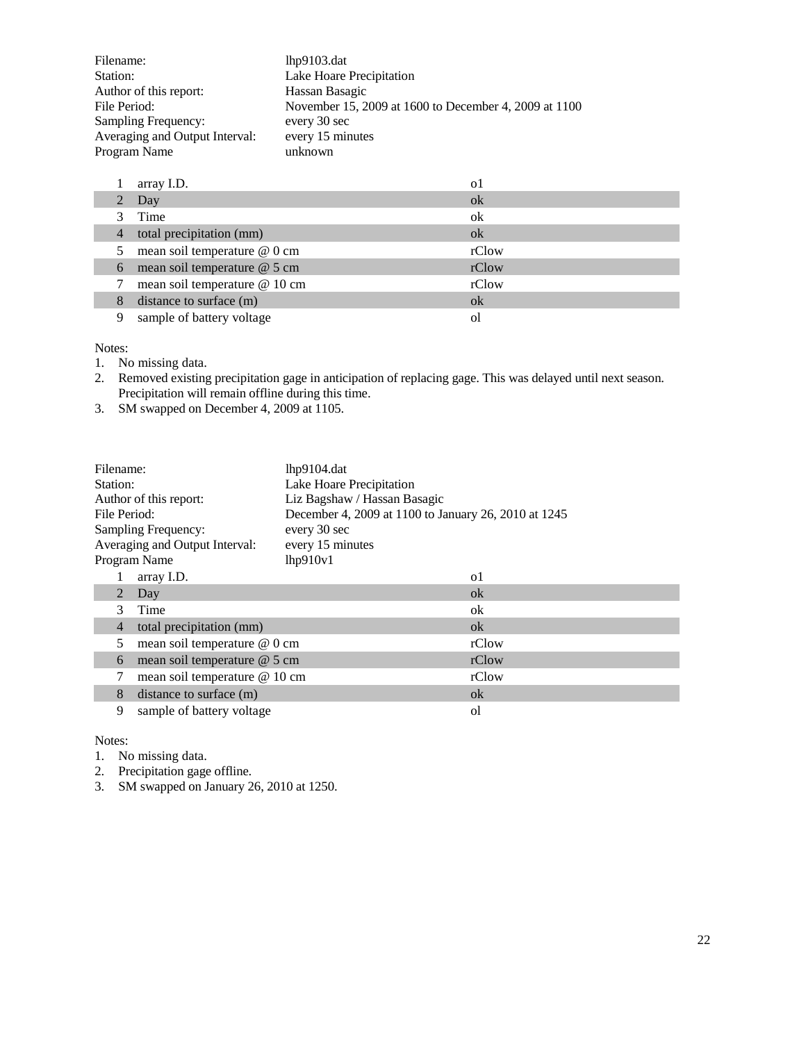| | |
|---|---|
| Filename: | lhp9103.dat |
| Station: | Lake Hoare Precipitation |
| Author of this report: | Hassan Basagic |
| File Period: | November 15, 2009 at 1600 to December 4, 2009 at 1100 |
| Sampling Frequency: | every 30 sec |
| Averaging and Output Interval: | every 15 minutes |
| Program Name | unknown |

| | | |
|---|---|---|
| 1 | array I.D. | o1 |
| 2 | Day | ok |
| 3 | Time | ok |
| 4 | total precipitation (mm) | ok |
| 5 | mean soil temperature @ 0 cm | rClow |
| 6 | mean soil temperature @ 5 cm | rClow |
| 7 | mean soil temperature @ 10 cm | rClow |
| 8 | distance to surface (m) | ok |
| 9 | sample of battery voltage | ol |

Notes:

1. No missing data.
2. Removed existing precipitation gage in anticipation of replacing gage. This was delayed until next season. Precipitation will remain offline during this time.
3. SM swapped on December 4, 2009 at 1105.

| | |
|---|---|
| Filename: | lhp9104.dat |
| Station: | Lake Hoare Precipitation |
| Author of this report: | Liz Bagshaw / Hassan Basagic |
| File Period: | December 4, 2009 at 1100 to January 26, 2010 at 1245 |
| Sampling Frequency: | every 30 sec |
| Averaging and Output Interval: | every 15 minutes |
| Program Name | lhp910v1 |

| | | |
|---|---|---|
| 1 | array I.D. | o1 |
| 2 | Day | ok |
| 3 | Time | ok |
| 4 | total precipitation (mm) | ok |
| 5 | mean soil temperature @ 0 cm | rClow |
| 6 | mean soil temperature @ 5 cm | rClow |
| 7 | mean soil temperature @ 10 cm | rClow |
| 8 | distance to surface (m) | ok |
| 9 | sample of battery voltage | ol |

Notes:

1. No missing data.
2. Precipitation gage offline.
3. SM swapped on January 26, 2010 at 1250.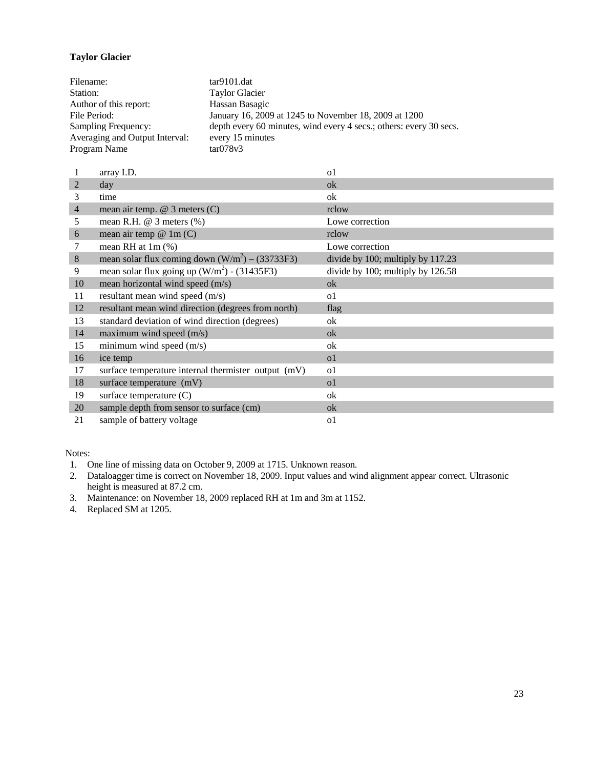**Taylor Glacier**

| | |
|---|---|
| Filename: | tar9101.dat |
| Station: | Taylor Glacier |
| Author of this report: | Hassan Basagic |
| File Period: | January 16, 2009 at 1245 to November 18, 2009 at 1200 |
| Sampling Frequency: | depth every 60 minutes, wind every 4 secs.; others: every 30 secs. |
| Averaging and Output Interval: | every 15 minutes |
| Program Name | tar078v3 |

| | | |
|---|---|---|
| 1 | array I.D. | o1 |
| 2 | day | ok |
| 3 | time | ok |
| 4 | mean air temp. @ 3 meters (C) | rclow |
| 5 | mean R.H. @ 3 meters (%) | Lowe correction |
| 6 | mean air temp @ 1m (C) | rclow |
| 7 | mean RH at 1m (%) | Lowe correction |
| 8 | mean solar flux coming down ($W/m^2$) – (33733F3) | divide by 100; multiply by 117.23 |
| 9 | mean solar flux going up ($W/m^2$) - (31435F3) | divide by 100; multiply by 126.58 |
| 10 | mean horizontal wind speed (m/s) | ok |
| 11 | resultant mean wind speed (m/s) | o1 |
| 12 | resultant mean wind direction (degrees from north) | flag |
| 13 | standard deviation of wind direction (degrees) | ok |
| 14 | maximum wind speed (m/s) | ok |
| 15 | minimum wind speed (m/s) | ok |
| 16 | ice temp | o1 |
| 17 | surface temperature internal thermister output (mV) | o1 |
| 18 | surface temperature (mV) | o1 |
| 19 | surface temperature (C) | ok |
| 20 | sample depth from sensor to surface (cm) | ok |
| 21 | sample of battery voltage | o1 |

Notes:

1. One line of missing data on October 9, 2009 at 1715. Unknown reason.
2. Dataloagger time is correct on November 18, 2009. Input values and wind alignment appear correct. Ultrasonic height is measured at 87.2 cm.
3. Maintenance: on November 18, 2009 replaced RH at 1m and 3m at 1152.
4. Replaced SM at 1205.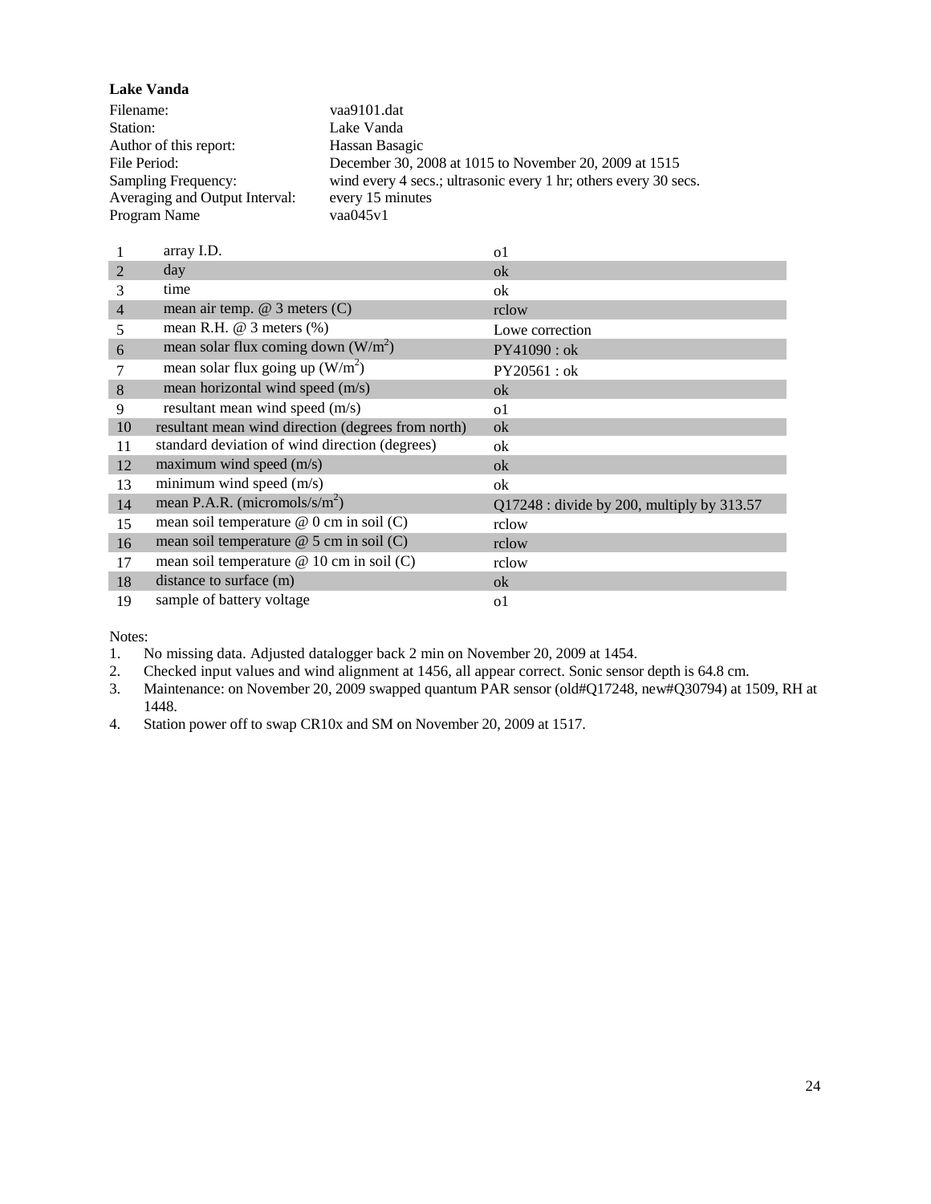**Lake Vanda**

| | |
|---|---|
| Filename: | vaa9101.dat |
| Station: | Lake Vanda |
| Author of this report: | Hassan Basagic |
| File Period: | December 30, 2008 at 1015 to November 20, 2009 at 1515 |
| Sampling Frequency: | wind every 4 secs.; ultrasonic every 1 hr; others every 30 secs. |
| Averaging and Output Interval: | every 15 minutes |
| Program Name | vaa045v1 |

| | | |
|---|---|---|
| 1 | array I.D. | o1 |
| 2 | day | ok |
| 3 | time | ok |
| 4 | mean air temp. @ 3 meters (C) | rclow |
| 5 | mean R.H. @ 3 meters (%) | Lowe correction |
| 6 | mean solar flux coming down ($W/m^2$) | PY41090 : ok |
| 7 | mean solar flux going up ($W/m^2$) | PY20561 : ok |
| 8 | mean horizontal wind speed (m/s) | ok |
| 9 | resultant mean wind speed (m/s) | o1 |
| 10 | resultant mean wind direction (degrees from north) | ok |
| 11 | standard deviation of wind direction (degrees) | ok |
| 12 | maximum wind speed (m/s) | ok |
| 13 | minimum wind speed (m/s) | ok |
| 14 | mean P.A.R. ($micromols/s/m^2$) | Q17248 : divide by 200, multiply by 313.57 |
| 15 | mean soil temperature @ 0 cm in soil (C) | rclow |
| 16 | mean soil temperature @ 5 cm in soil (C) | rclow |
| 17 | mean soil temperature @ 10 cm in soil (C) | rclow |
| 18 | distance to surface (m) | ok |
| 19 | sample of battery voltage | o1 |

Notes:

1. No missing data. Adjusted datalogger back 2 min on November 20, 2009 at 1454.
2. Checked input values and wind alignment at 1456, all appear correct. Sonic sensor depth is 64.8 cm.
3. Maintenance: on November 20, 2009 swapped quantum PAR sensor (old#Q17248, new#Q30794) at 1509, RH at 1448.
4. Station power off to swap CR10x and SM on November 20, 2009 at 1517.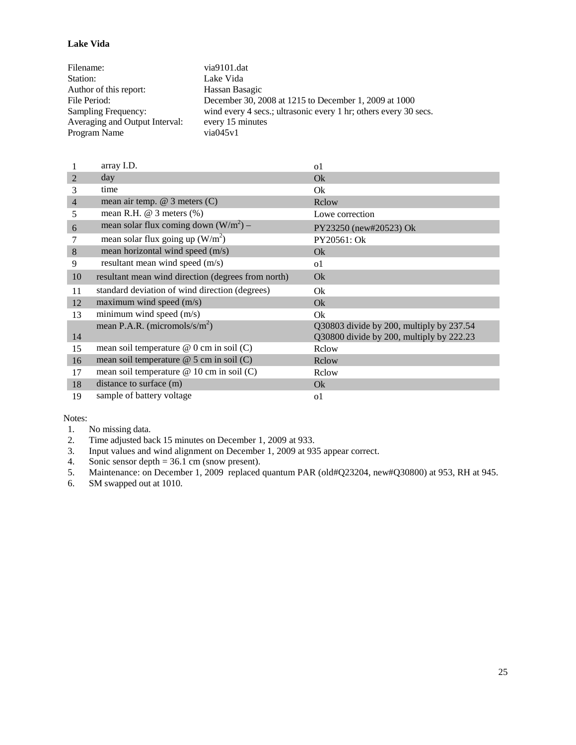**Lake Vida**

| | |
|---|---|
| Filename: | via9101.dat |
| Station: | Lake Vida |
| Author of this report: | Hassan Basagic |
| File Period: | December 30, 2008 at 1215 to December 1, 2009 at 1000 |
| Sampling Frequency: | wind every 4 secs.; ultrasonic every 1 hr; others every 30 secs. |
| Averaging and Output Interval: | every 15 minutes |
| Program Name | via045v1 |

| # | Variable | Status |
|---|---|---|
| 1 | array I.D. | o1 |
| 2 | day | Ok |
| 3 | time | Ok |
| 4 | mean air temp. @ 3 meters (C) | Rclow |
| 5 | mean R.H. @ 3 meters (%) | Lowe correction |
| 6 | mean solar flux coming down ($W/m^2$) – | PY23250 (new#20523) Ok |
| 7 | mean solar flux going up ($W/m^2$) | PY20561: Ok |
| 8 | mean horizontal wind speed (m/s) | Ok |
| 9 | resultant mean wind speed (m/s) | o1 |
| 10 | resultant mean wind direction (degrees from north) | Ok |
| 11 | standard deviation of wind direction (degrees) | Ok |
| 12 | maximum wind speed (m/s) | Ok |
| 13 | minimum wind speed (m/s) | Ok |
| 14 | mean P.A.R. (micromols/s/$m^2$) | Q30803 divide by 200, multiply by 237.54<br>Q30800 divide by 200, multiply by 222.23 |
| 15 | mean soil temperature @ 0 cm in soil (C) | Rclow |
| 16 | mean soil temperature @ 5 cm in soil (C) | Rclow |
| 17 | mean soil temperature @ 10 cm in soil (C) | Rclow |
| 18 | distance to surface (m) | Ok |
| 19 | sample of battery voltage | o1 |

Notes:

1. No missing data.
2. Time adjusted back 15 minutes on December 1, 2009 at 933.
3. Input values and wind alignment on December 1, 2009 at 935 appear correct.
4. Sonic sensor depth = 36.1 cm (snow present).
5. Maintenance: on December 1, 2009 replaced quantum PAR (old#Q23204, new#Q30800) at 953, RH at 945.
6. SM swapped out at 1010.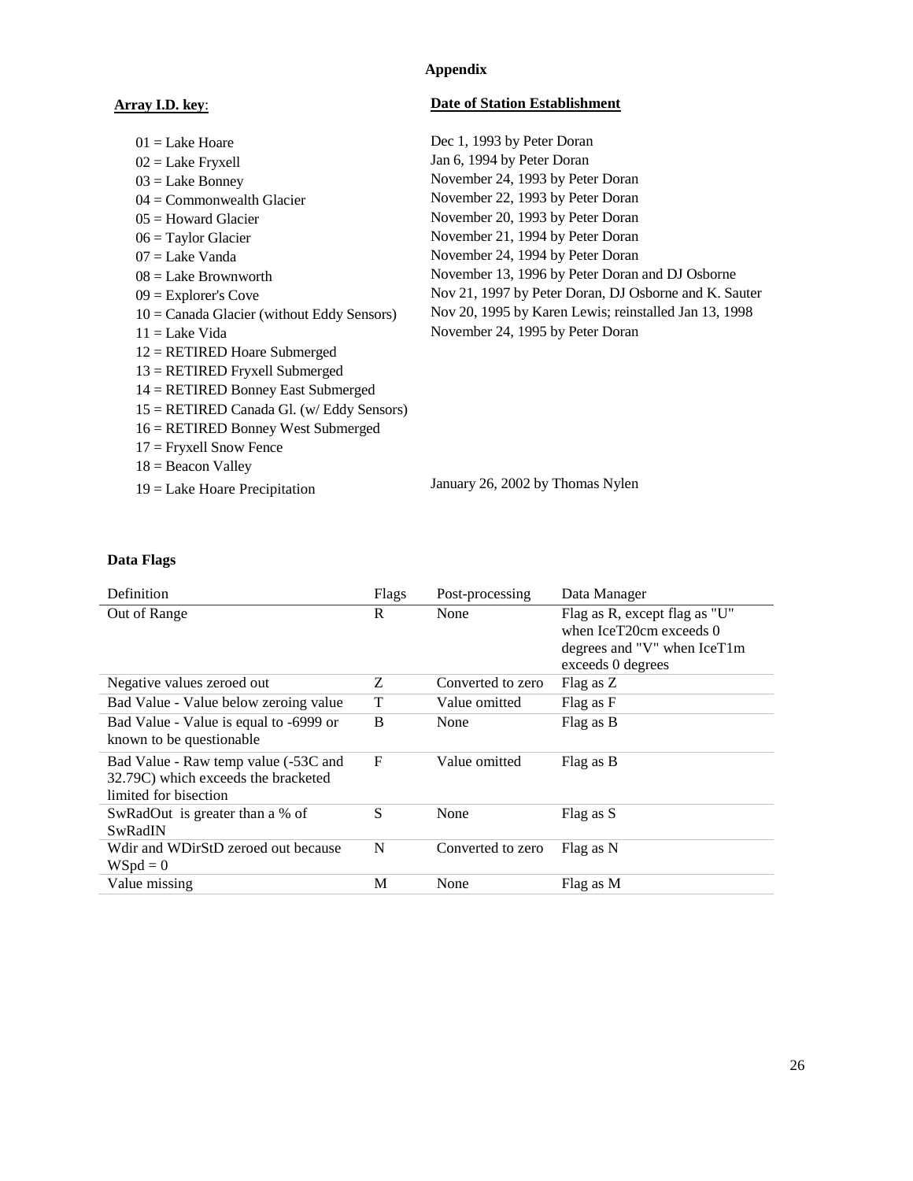**Appendix**

| **Array I.D. key**: | **Date of Station Establishment** |
|---|---|
| 01 = Lake Hoare | Dec 1, 1993 by Peter Doran |
| 02 = Lake Fryxell | Jan 6, 1994 by Peter Doran |
| 03 = Lake Bonney | November 24, 1993 by Peter Doran |
| 04 = Commonwealth Glacier | November 22, 1993 by Peter Doran |
| 05 = Howard Glacier | November 20, 1993 by Peter Doran |
| 06 = Taylor Glacier | November 21, 1994 by Peter Doran |
| 07 = Lake Vanda | November 24, 1994 by Peter Doran |
| 08 = Lake Brownworth | November 13, 1996 by Peter Doran and DJ Osborne |
| 09 = Explorer's Cove | Nov 21, 1997 by Peter Doran, DJ Osborne and K. Sauter |
| 10 = Canada Glacier (without Eddy Sensors) | Nov 20, 1995 by Karen Lewis; reinstalled Jan 13, 1998 |
| 11 = Lake Vida | November 24, 1995 by Peter Doran |
| 12 = RETIRED Hoare Submerged | |
| 13 = RETIRED Fryxell Submerged | |
| 14 = RETIRED Bonney East Submerged | |
| 15 = RETIRED Canada Gl. (w/ Eddy Sensors) | |
| 16 = RETIRED Bonney West Submerged | |
| 17 = Fryxell Snow Fence | |
| 18 = Beacon Valley | |
| 19 = Lake Hoare Precipitation | January 26, 2002 by Thomas Nylen |

**Data Flags**

| Definition | Flags | Post-processing | Data Manager |
|---|---|---|---|
| Out of Range | R | None | Flag as R, except flag as "U" when IceT20cm exceeds 0 degrees and "V" when IceT1m exceeds 0 degrees |
| Negative values zeroed out | Z | Converted to zero | Flag as Z |
| Bad Value - Value below zeroing value | T | Value omitted | Flag as F |
| Bad Value - Value is equal to -6999 or known to be questionable | B | None | Flag as B |
| Bad Value - Raw temp value (-53C and 32.79C) which exceeds the bracketed limited for bisection | F | Value omitted | Flag as B |
| SwRadOut is greater than a % of SwRadIN | S | None | Flag as S |
| Wdir and WDirStD zeroed out because WSpd = 0 | N | Converted to zero | Flag as N |
| Value missing | M | None | Flag as M |